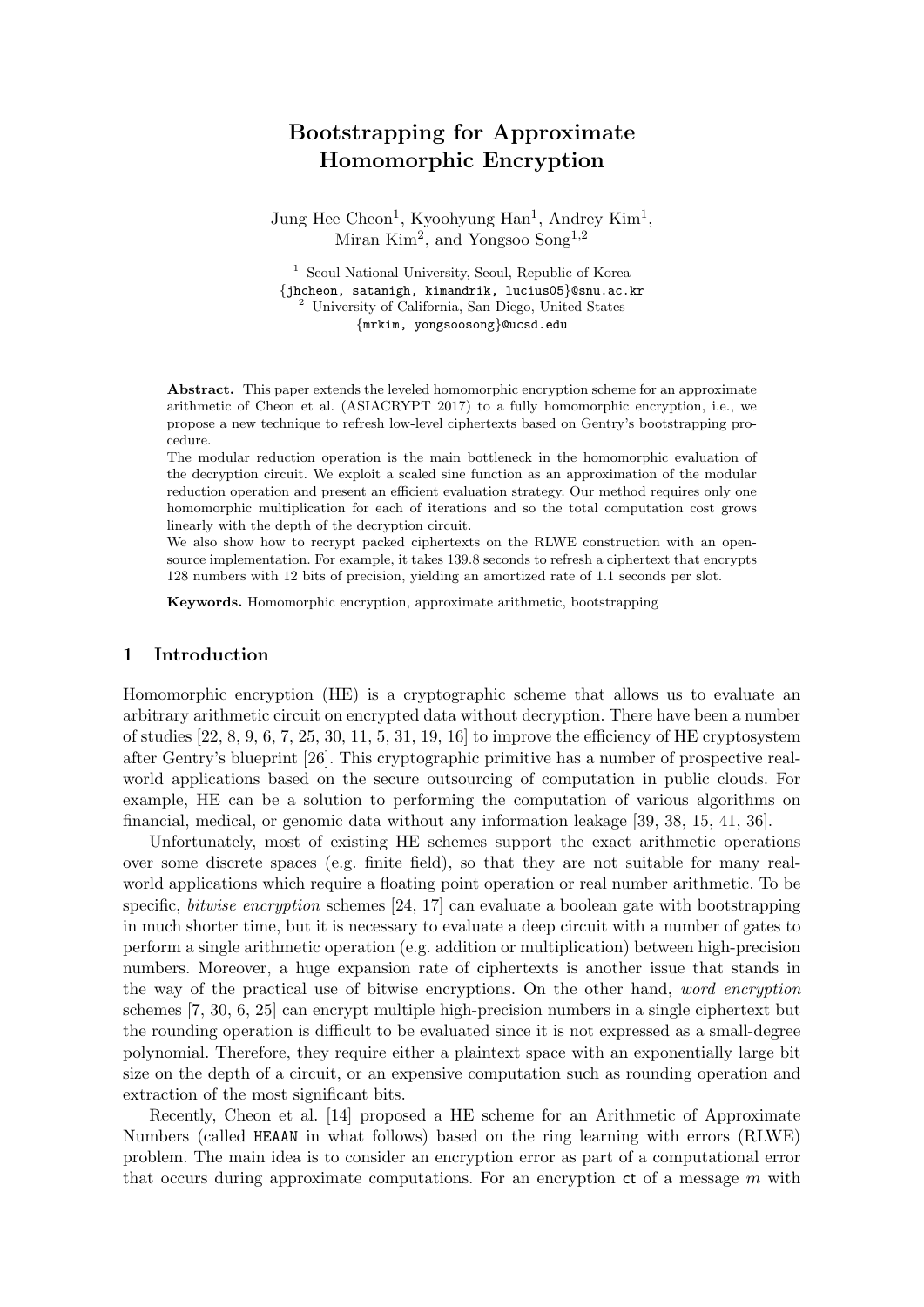# Bootstrapping for Approximate Homomorphic Encryption

Jung Hee Cheon[1], Kyoohyung Han[1], Andrey Kim[1], Miran Kim[2], and Yongsoo Song[1,2]

[1] Seoul National University, Seoul, Republic of Korea
{jhcheon, satanigh, kimandrik, lucius05}@snu.ac.kr
[2] University of California, San Diego, United States
{mrkim, yongsoosong}@ucsd.edu

**Abstract.** This paper extends the leveled homomorphic encryption scheme for an approximate arithmetic of Cheon et al. (ASIACRYPT 2017) to a fully homomorphic encryption, i.e., we propose a new technique to refresh low-level ciphertexts based on Gentry's bootstrapping procedure.
The modular reduction operation is the main bottleneck in the homomorphic evaluation of the decryption circuit. We exploit a scaled sine function as an approximation of the modular reduction operation and present an efficient evaluation strategy. Our method requires only one homomorphic multiplication for each of iterations and so the total computation cost grows linearly with the depth of the decryption circuit.
We also show how to recrypt packed ciphertexts on the RLWE construction with an open-source implementation. For example, it takes 139.8 seconds to refresh a ciphertext that encrypts 128 numbers with 12 bits of precision, yielding an amortized rate of 1.1 seconds per slot.

**Keywords.** Homomorphic encryption, approximate arithmetic, bootstrapping

## 1 Introduction

Homomorphic encryption (HE) is a cryptographic scheme that allows us to evaluate an arbitrary arithmetic circuit on encrypted data without decryption. There have been a number of studies [22, 8, 9, 6, 7, 25, 30, 11, 5, 31, 19, 16] to improve the efficiency of HE cryptosystem after Gentry's blueprint [26]. This cryptographic primitive has a number of prospective real-world applications based on the secure outsourcing of computation in public clouds. For example, HE can be a solution to performing the computation of various algorithms on financial, medical, or genomic data without any information leakage [39, 38, 15, 41, 36].

Unfortunately, most of existing HE schemes support the exact arithmetic operations over some discrete spaces (e.g. finite field), so that they are not suitable for many real-world applications which require a floating point operation or real number arithmetic. To be specific, *bitwise encryption* schemes [24, 17] can evaluate a boolean gate with bootstrapping in much shorter time, but it is necessary to evaluate a deep circuit with a number of gates to perform a single arithmetic operation (e.g. addition or multiplication) between high-precision numbers. Moreover, a huge expansion rate of ciphertexts is another issue that stands in the way of the practical use of bitwise encryptions. On the other hand, *word encryption* schemes [7, 30, 6, 25] can encrypt multiple high-precision numbers in a single ciphertext but the rounding operation is difficult to be evaluated since it is not expressed as a small-degree polynomial. Therefore, they require either a plaintext space with an exponentially large bit size on the depth of a circuit, or an expensive computation such as rounding operation and extraction of the most significant bits.

Recently, Cheon et al. [14] proposed a HE scheme for an Arithmetic of Approximate Numbers (called HEAAN in what follows) based on the ring learning with errors (RLWE) problem. The main idea is to consider an encryption error as part of a computational error that occurs during approximate computations. For an encryption ct of a message $m$ with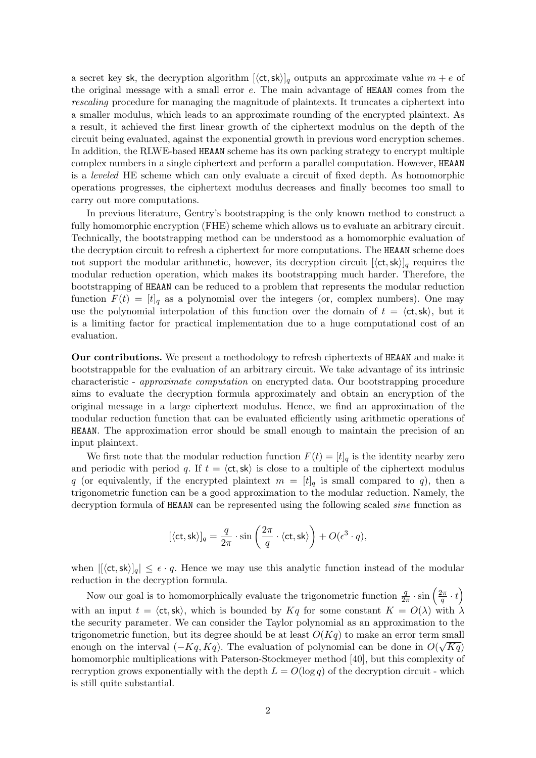a secret key $\mathsf{sk}$, the decryption algorithm $[\langle \mathsf{ct}, \mathsf{sk}\rangle]_q$ outputs an approximate value $m + e$ of the original message with a small error $e$. The main advantage of HEAAN comes from the *rescaling* procedure for managing the magnitude of plaintexts. It truncates a ciphertext into a smaller modulus, which leads to an approximate rounding of the encrypted plaintext. As a result, it achieved the first linear growth of the ciphertext modulus on the depth of the circuit being evaluated, against the exponential growth in previous word encryption schemes. In addition, the RLWE-based HEAAN scheme has its own packing strategy to encrypt multiple complex numbers in a single ciphertext and perform a parallel computation. However, HEAAN is a *leveled* HE scheme which can only evaluate a circuit of fixed depth. As homomorphic operations progresses, the ciphertext modulus decreases and finally becomes too small to carry out more computations.

In previous literature, Gentry's bootstrapping is the only known method to construct a fully homomorphic encryption (FHE) scheme which allows us to evaluate an arbitrary circuit. Technically, the bootstrapping method can be understood as a homomorphic evaluation of the decryption circuit to refresh a ciphertext for more computations. The HEAAN scheme does not support the modular arithmetic, however, its decryption circuit $[\langle \mathsf{ct}, \mathsf{sk}\rangle]_q$ requires the modular reduction operation, which makes its bootstrapping much harder. Therefore, the bootstrapping of HEAAN can be reduced to a problem that represents the modular reduction function $F(t) = [t]_q$ as a polynomial over the integers (or, complex numbers). One may use the polynomial interpolation of this function over the domain of $t = \langle \mathsf{ct}, \mathsf{sk}\rangle$, but it is a limiting factor for practical implementation due to a huge computational cost of an evaluation.

**Our contributions.** We present a methodology to refresh ciphertexts of HEAAN and make it bootstrappable for the evaluation of an arbitrary circuit. We take advantage of its intrinsic characteristic - *approximate computation* on encrypted data. Our bootstrapping procedure aims to evaluate the decryption formula approximately and obtain an encryption of the original message in a large ciphertext modulus. Hence, we find an approximation of the modular reduction function that can be evaluated efficiently using arithmetic operations of HEAAN. The approximation error should be small enough to maintain the precision of an input plaintext.

We first note that the modular reduction function $F(t) = [t]_q$ is the identity nearby zero and periodic with period $q$. If $t = \langle \mathsf{ct}, \mathsf{sk}\rangle$ is close to a multiple of the ciphertext modulus $q$ (or equivalently, if the encrypted plaintext $m = [t]_q$ is small compared to $q$), then a trigonometric function can be a good approximation to the modular reduction. Namely, the decryption formula of HEAAN can be represented using the following scaled *sine* function as

$$[\langle \mathsf{ct}, \mathsf{sk}\rangle]_q = \frac{q}{2\pi} \cdot \sin\left(\frac{2\pi}{q} \cdot \langle \mathsf{ct}, \mathsf{sk}\rangle\right) + O(\epsilon^3 \cdot q),$$

when $|[\langle \mathsf{ct}, \mathsf{sk}\rangle]_q| \leq \epsilon \cdot q$. Hence we may use this analytic function instead of the modular reduction in the decryption formula.

Now our goal is to homomorphically evaluate the trigonometric function $\frac{q}{2\pi} \cdot \sin\left(\frac{2\pi}{q} \cdot t\right)$ with an input $t = \langle \mathsf{ct}, \mathsf{sk}\rangle$, which is bounded by $Kq$ for some constant $K = O(\lambda)$ with $\lambda$ the security parameter. We can consider the Taylor polynomial as an approximation to the trigonometric function, but its degree should be at least $O(Kq)$ to make an error term small enough on the interval $(-Kq, Kq)$. The evaluation of polynomial can be done in $O(\sqrt{Kq})$ homomorphic multiplications with Paterson-Stockmeyer method [40], but this complexity of recryption grows exponentially with the depth $L = O(\log q)$ of the decryption circuit - which is still quite substantial.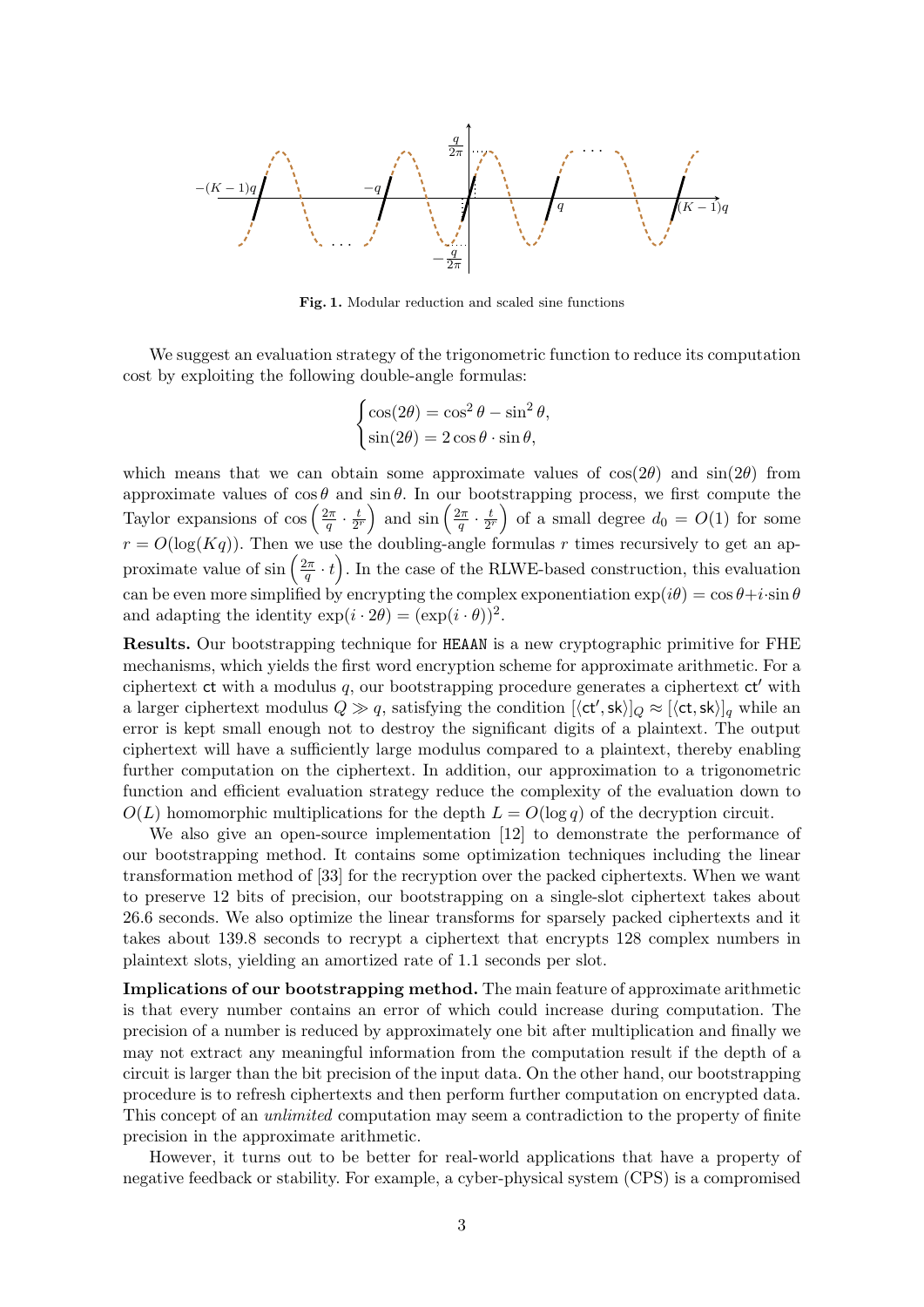Fig. 1. Modular reduction and scaled sine functions

We suggest an evaluation strategy of the trigonometric function to reduce its computation cost by exploiting the following double-angle formulas:

$$\begin{cases} \cos(2\theta) = \cos^2\theta - \sin^2\theta, \\ \sin(2\theta) = 2\cos\theta \cdot \sin\theta, \end{cases}$$

which means that we can obtain some approximate values of $\cos(2\theta)$ and $\sin(2\theta)$ from approximate values of $\cos\theta$ and $\sin\theta$. In our bootstrapping process, we first compute the Taylor expansions of $\cos\left(\frac{2\pi}{q}\cdot\frac{t}{2^r}\right)$ and $\sin\left(\frac{2\pi}{q}\cdot\frac{t}{2^r}\right)$ of a small degree $d_0 = O(1)$ for some $r = O(\log(Kq))$. Then we use the doubling-angle formulas $r$ times recursively to get an approximate value of $\sin\left(\frac{2\pi}{q}\cdot t\right)$. In the case of the RLWE-based construction, this evaluation can be even more simplified by encrypting the complex exponentiation $\exp(i\theta) = \cos\theta + i\cdot\sin\theta$ and adapting the identity $\exp(i\cdot 2\theta) = (\exp(i\cdot\theta))^2$.

**Results.** Our bootstrapping technique for HEAAN is a new cryptographic primitive for FHE mechanisms, which yields the first word encryption scheme for approximate arithmetic. For a ciphertext $\mathsf{ct}$ with a modulus $q$, our bootstrapping procedure generates a ciphertext $\mathsf{ct}'$ with a larger ciphertext modulus $Q \gg q$, satisfying the condition $[\langle \mathsf{ct}', \mathsf{sk}\rangle]_Q \approx [\langle \mathsf{ct}, \mathsf{sk}\rangle]_q$ while an error is kept small enough not to destroy the significant digits of a plaintext. The output ciphertext will have a sufficiently large modulus compared to a plaintext, thereby enabling further computation on the ciphertext. In addition, our approximation to a trigonometric function and efficient evaluation strategy reduce the complexity of the evaluation down to $O(L)$ homomorphic multiplications for the depth $L = O(\log q)$ of the decryption circuit.

We also give an open-source implementation [12] to demonstrate the performance of our bootstrapping method. It contains some optimization techniques including the linear transformation method of [33] for the recryption over the packed ciphertexts. When we want to preserve 12 bits of precision, our bootstrapping on a single-slot ciphertext takes about 26.6 seconds. We also optimize the linear transforms for sparsely packed ciphertexts and it takes about 139.8 seconds to recrypt a ciphertext that encrypts 128 complex numbers in plaintext slots, yielding an amortized rate of 1.1 seconds per slot.

**Implications of our bootstrapping method.** The main feature of approximate arithmetic is that every number contains an error of which could increase during computation. The precision of a number is reduced by approximately one bit after multiplication and finally we may not extract any meaningful information from the computation result if the depth of a circuit is larger than the bit precision of the input data. On the other hand, our bootstrapping procedure is to refresh ciphertexts and then perform further computation on encrypted data. This concept of an *unlimited* computation may seem a contradiction to the property of finite precision in the approximate arithmetic.

However, it turns out to be better for real-world applications that have a property of negative feedback or stability. For example, a cyber-physical system (CPS) is a compromised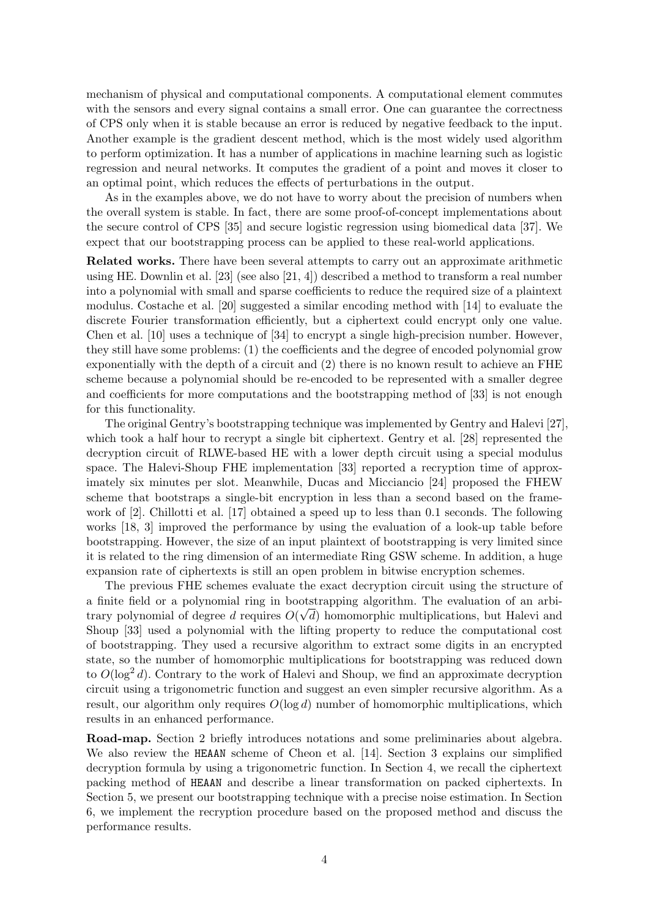mechanism of physical and computational components. A computational element commutes with the sensors and every signal contains a small error. One can guarantee the correctness of CPS only when it is stable because an error is reduced by negative feedback to the input. Another example is the gradient descent method, which is the most widely used algorithm to perform optimization. It has a number of applications in machine learning such as logistic regression and neural networks. It computes the gradient of a point and moves it closer to an optimal point, which reduces the effects of perturbations in the output.

As in the examples above, we do not have to worry about the precision of numbers when the overall system is stable. In fact, there are some proof-of-concept implementations about the secure control of CPS [35] and secure logistic regression using biomedical data [37]. We expect that our bootstrapping process can be applied to these real-world applications.

**Related works.** There have been several attempts to carry out an approximate arithmetic using HE. Downlin et al. [23] (see also [21, 4]) described a method to transform a real number into a polynomial with small and sparse coefficients to reduce the required size of a plaintext modulus. Costache et al. [20] suggested a similar encoding method with [14] to evaluate the discrete Fourier transformation efficiently, but a ciphertext could encrypt only one value. Chen et al. [10] uses a technique of [34] to encrypt a single high-precision number. However, they still have some problems: (1) the coefficients and the degree of encoded polynomial grow exponentially with the depth of a circuit and (2) there is no known result to achieve an FHE scheme because a polynomial should be re-encoded to be represented with a smaller degree and coefficients for more computations and the bootstrapping method of [33] is not enough for this functionality.

The original Gentry's bootstrapping technique was implemented by Gentry and Halevi [27], which took a half hour to recrypt a single bit ciphertext. Gentry et al. [28] represented the decryption circuit of RLWE-based HE with a lower depth circuit using a special modulus space. The Halevi-Shoup FHE implementation [33] reported a recryption time of approximately six minutes per slot. Meanwhile, Ducas and Micciancio [24] proposed the FHEW scheme that bootstraps a single-bit encryption in less than a second based on the framework of [2]. Chillotti et al. [17] obtained a speed up to less than 0.1 seconds. The following works [18, 3] improved the performance by using the evaluation of a look-up table before bootstrapping. However, the size of an input plaintext of bootstrapping is very limited since it is related to the ring dimension of an intermediate Ring GSW scheme. In addition, a huge expansion rate of ciphertexts is still an open problem in bitwise encryption schemes.

The previous FHE schemes evaluate the exact decryption circuit using the structure of a finite field or a polynomial ring in bootstrapping algorithm. The evaluation of an arbitrary polynomial of degree $d$ requires $O(\sqrt{d})$ homomorphic multiplications, but Halevi and Shoup [33] used a polynomial with the lifting property to reduce the computational cost of bootstrapping. They used a recursive algorithm to extract some digits in an encrypted state, so the number of homomorphic multiplications for bootstrapping was reduced down to $O(\log^2 d)$. Contrary to the work of Halevi and Shoup, we find an approximate decryption circuit using a trigonometric function and suggest an even simpler recursive algorithm. As a result, our algorithm only requires $O(\log d)$ number of homomorphic multiplications, which results in an enhanced performance.

**Road-map.** Section 2 briefly introduces notations and some preliminaries about algebra. We also review the `HEAAN` scheme of Cheon et al. [14]. Section 3 explains our simplified decryption formula by using a trigonometric function. In Section 4, we recall the ciphertext packing method of `HEAAN` and describe a linear transformation on packed ciphertexts. In Section 5, we present our bootstrapping technique with a precise noise estimation. In Section 6, we implement the recryption procedure based on the proposed method and discuss the performance results.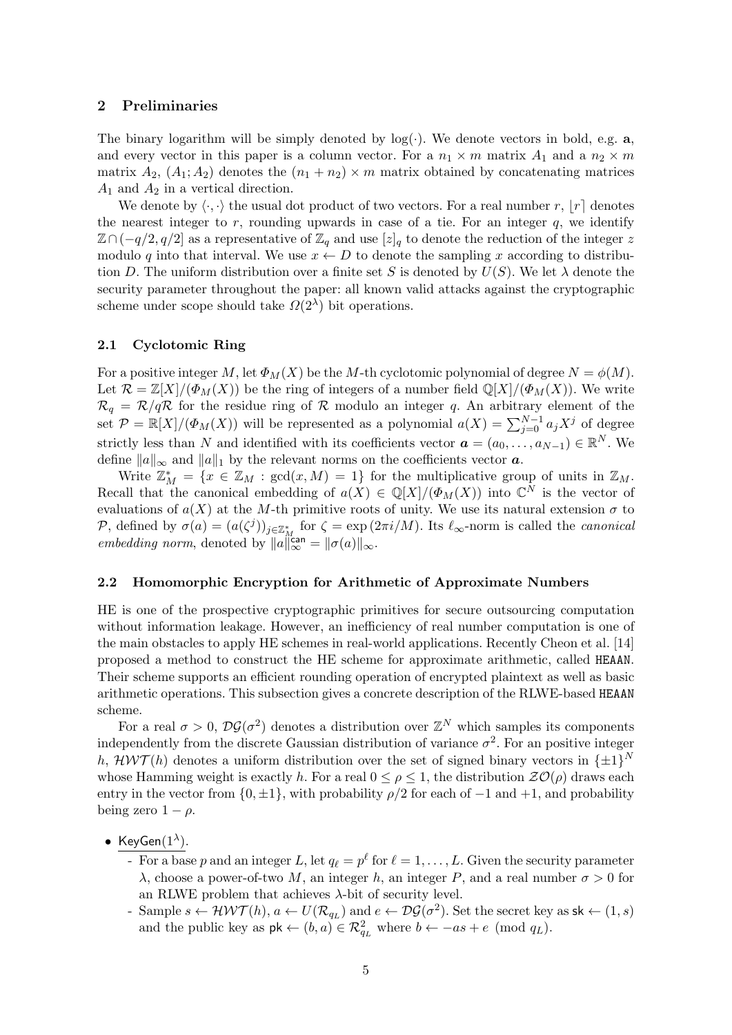## 2 Preliminaries

The binary logarithm will be simply denoted by $\log(\cdot)$. We denote vectors in bold, e.g. $\mathbf{a}$, and every vector in this paper is a column vector. For a $n_1 \times m$ matrix $A_1$ and a $n_2 \times m$ matrix $A_2$, $(A_1; A_2)$ denotes the $(n_1 + n_2) \times m$ matrix obtained by concatenating matrices $A_1$ and $A_2$ in a vertical direction.

We denote by $\langle \cdot, \cdot \rangle$ the usual dot product of two vectors. For a real number $r$, $\lfloor r \rceil$ denotes the nearest integer to $r$, rounding upwards in case of a tie. For an integer $q$, we identify $\mathbb{Z} \cap (-q/2, q/2]$ as a representative of $\mathbb{Z}_q$ and use $[z]_q$ to denote the reduction of the integer $z$ modulo $q$ into that interval. We use $x \leftarrow D$ to denote the sampling $x$ according to distribution $D$. The uniform distribution over a finite set $S$ is denoted by $U(S)$. We let $\lambda$ denote the security parameter throughout the paper: all known valid attacks against the cryptographic scheme under scope should take $\Omega(2^\lambda)$ bit operations.

### 2.1 Cyclotomic Ring

For a positive integer $M$, let $\Phi_M(X)$ be the $M$-th cyclotomic polynomial of degree $N = \phi(M)$. Let $\mathcal{R} = \mathbb{Z}[X]/(\Phi_M(X))$ be the ring of integers of a number field $\mathbb{Q}[X]/(\Phi_M(X))$. We write $\mathcal{R}_q = \mathcal{R}/q\mathcal{R}$ for the residue ring of $\mathcal{R}$ modulo an integer $q$. An arbitrary element of the set $\mathcal{P} = \mathbb{R}[X]/(\Phi_M(X))$ will be represented as a polynomial $a(X) = \sum_{j=0}^{N-1} a_j X^j$ of degree strictly less than $N$ and identified with its coefficients vector $\boldsymbol{a} = (a_0, \ldots, a_{N-1}) \in \mathbb{R}^N$. We define $\|a\|_\infty$ and $\|a\|_1$ by the relevant norms on the coefficients vector $\boldsymbol{a}$.

Write $\mathbb{Z}_M^* = \{x \in \mathbb{Z}_M : \gcd(x, M) = 1\}$ for the multiplicative group of units in $\mathbb{Z}_M$. Recall that the canonical embedding of $a(X) \in \mathbb{Q}[X]/(\Phi_M(X))$ into $\mathbb{C}^N$ is the vector of evaluations of $a(X)$ at the $M$-th primitive roots of unity. We use its natural extension $\sigma$ to $\mathcal{P}$, defined by $\sigma(a) = (a(\zeta^j))_{j \in \mathbb{Z}_M^*}$ for $\zeta = \exp(2\pi i/M)$. Its $\ell_\infty$-norm is called the *canonical embedding norm*, denoted by $\|a\|_\infty^{\mathsf{can}} = \|\sigma(a)\|_\infty$.

### 2.2 Homomorphic Encryption for Arithmetic of Approximate Numbers

HE is one of the prospective cryptographic primitives for secure outsourcing computation without information leakage. However, an inefficiency of real number computation is one of the main obstacles to apply HE schemes in real-world applications. Recently Cheon et al. [14] proposed a method to construct the HE scheme for approximate arithmetic, called `HEAAN`. Their scheme supports an efficient rounding operation of encrypted plaintext as well as basic arithmetic operations. This subsection gives a concrete description of the RLWE-based `HEAAN` scheme.

For a real $\sigma > 0$, $\mathcal{DG}(\sigma^2)$ denotes a distribution over $\mathbb{Z}^N$ which samples its components independently from the discrete Gaussian distribution of variance $\sigma^2$. For an positive integer $h$, $\mathcal{HWT}(h)$ denotes a uniform distribution over the set of signed binary vectors in $\{\pm 1\}^N$ whose Hamming weight is exactly $h$. For a real $0 \leq \rho \leq 1$, the distribution $\mathcal{ZO}(\rho)$ draws each entry in the vector from $\{0, \pm 1\}$, with probability $\rho/2$ for each of $-1$ and $+1$, and probability being zero $1 - \rho$.

- $\underline{\mathsf{KeyGen}(1^\lambda)}$.
  - For a base $p$ and an integer $L$, let $q_\ell = p^\ell$ for $\ell = 1, \ldots, L$. Given the security parameter $\lambda$, choose a power-of-two $M$, an integer $h$, an integer $P$, and a real number $\sigma > 0$ for an RLWE problem that achieves $\lambda$-bit of security level.
  - Sample $s \leftarrow \mathcal{HWT}(h)$, $a \leftarrow U(\mathcal{R}_{q_L})$ and $e \leftarrow \mathcal{DG}(\sigma^2)$. Set the secret key as $\mathsf{sk} \leftarrow (1, s)$ and the public key as $\mathsf{pk} \leftarrow (b, a) \in \mathcal{R}_{q_L}^2$ where $b \leftarrow -as + e \pmod{q_L}$.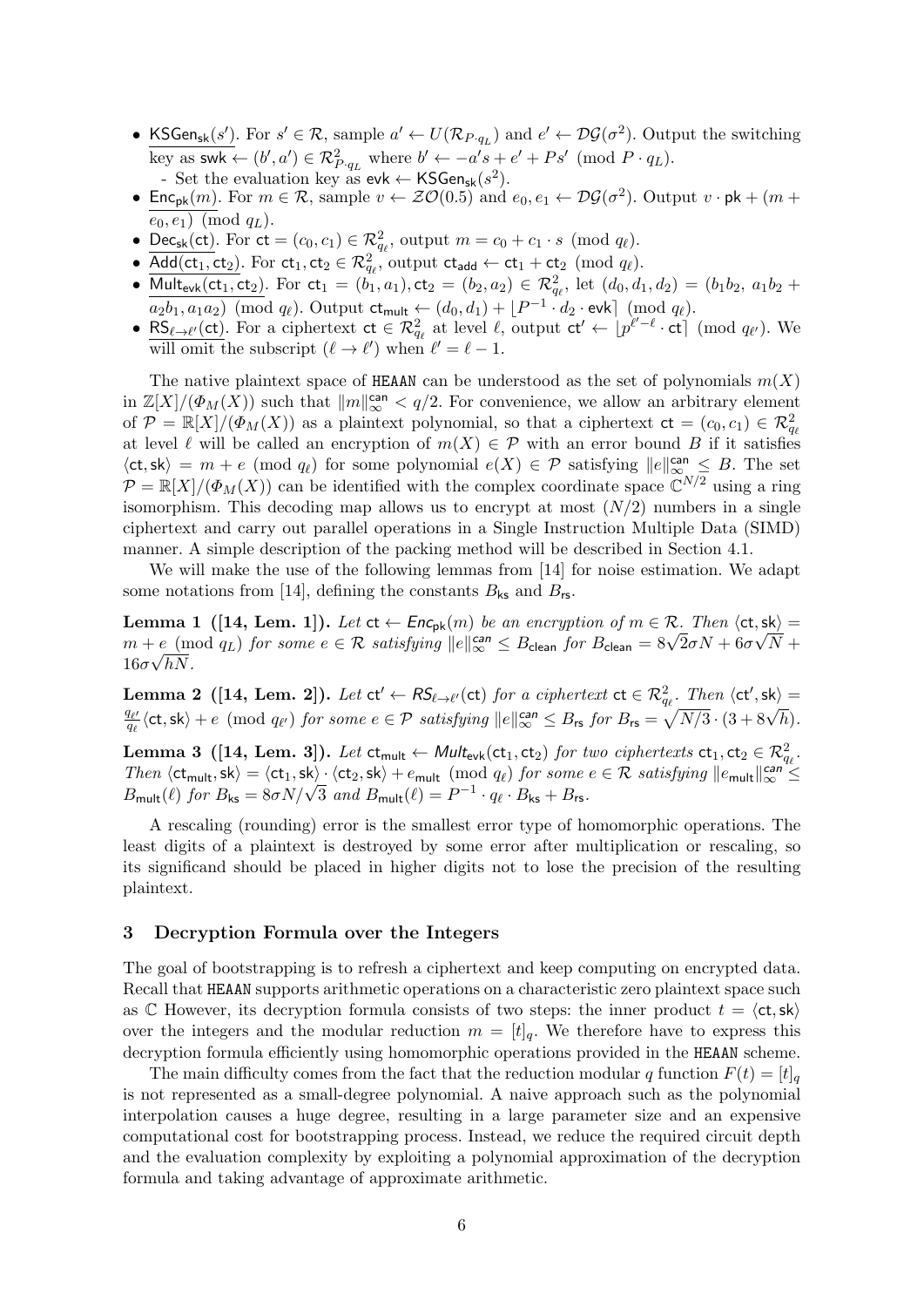- $\underline{\mathsf{KSGen}_{\mathsf{sk}}(s')}$. For $s' \in \mathcal{R}$, sample $a' \leftarrow U(\mathcal{R}_{P \cdot q_L})$ and $e' \leftarrow \mathcal{DG}(\sigma^2)$. Output the switching key as $\mathsf{swk} \leftarrow (b', a') \in \mathcal{R}^2_{P \cdot q_L}$ where $b' \leftarrow -a's + e' + Ps' \pmod{P \cdot q_L}$.
  - Set the evaluation key as $\mathsf{evk} \leftarrow \mathsf{KSGen}_{\mathsf{sk}}(s^2)$.
- $\underline{\mathsf{Enc}_{\mathsf{pk}}(m)}$. For $m \in \mathcal{R}$, sample $v \leftarrow \mathcal{ZO}(0.5)$ and $e_0, e_1 \leftarrow \mathcal{DG}(\sigma^2)$. Output $v \cdot \mathsf{pk} + (m + e_0, e_1) \pmod{q_L}$.
- $\underline{\mathsf{Dec}_{\mathsf{sk}}(\mathsf{ct})}$. For $\mathsf{ct} = (c_0, c_1) \in \mathcal{R}^2_{q_\ell}$, output $m = c_0 + c_1 \cdot s \pmod{q_\ell}$.
- $\underline{\mathsf{Add}(\mathsf{ct}_1, \mathsf{ct}_2)}$. For $\mathsf{ct}_1, \mathsf{ct}_2 \in \mathcal{R}^2_{q_\ell}$, output $\mathsf{ct}_{\mathsf{add}} \leftarrow \mathsf{ct}_1 + \mathsf{ct}_2 \pmod{q_\ell}$.
- $\underline{\mathsf{Mult}_{\mathsf{evk}}(\mathsf{ct}_1, \mathsf{ct}_2)}$. For $\mathsf{ct}_1 = (b_1, a_1), \mathsf{ct}_2 = (b_2, a_2) \in \mathcal{R}^2_{q_\ell}$, let $(d_0, d_1, d_2) = (b_1 b_2,\ a_1 b_2 + a_2 b_1,\ a_1 a_2) \pmod{q_\ell}$. Output $\mathsf{ct}_{\mathsf{mult}} \leftarrow (d_0, d_1) + \lfloor P^{-1} \cdot d_2 \cdot \mathsf{evk} \rceil \pmod{q_\ell}$.
- $\underline{\mathsf{RS}_{\ell \to \ell'}(\mathsf{ct})}$. For a ciphertext $\mathsf{ct} \in \mathcal{R}^2_{q_\ell}$ at level $\ell$, output $\mathsf{ct}' \leftarrow \lfloor p^{\ell' - \ell} \cdot \mathsf{ct} \rceil \pmod{q_{\ell'}}$. We will omit the subscript $(\ell \to \ell')$ when $\ell' = \ell - 1$.

The native plaintext space of HEAAN can be understood as the set of polynomials $m(X)$ in $\mathbb{Z}[X]/(\Phi_M(X))$ such that $\|m\|^{\mathsf{can}}_\infty < q/2$. For convenience, we allow an arbitrary element of $\mathcal{P} = \mathbb{R}[X]/(\Phi_M(X))$ as a plaintext polynomial, so that a ciphertext $\mathsf{ct} = (c_0, c_1) \in \mathcal{R}^2_{q_\ell}$ at level $\ell$ will be called an encryption of $m(X) \in \mathcal{P}$ with an error bound $B$ if it satisfies $\langle \mathsf{ct}, \mathsf{sk} \rangle = m + e \pmod{q_\ell}$ for some polynomial $e(X) \in \mathcal{P}$ satisfying $\|e\|^{\mathsf{can}}_\infty \leq B$. The set $\mathcal{P} = \mathbb{R}[X]/(\Phi_M(X))$ can be identified with the complex coordinate space $\mathbb{C}^{N/2}$ using a ring isomorphism. This decoding map allows us to encrypt at most $(N/2)$ numbers in a single ciphertext and carry out parallel operations in a Single Instruction Multiple Data (SIMD) manner. A simple description of the packing method will be described in Section 4.1.

We will make the use of the following lemmas from [14] for noise estimation. We adapt some notations from [14], defining the constants $B_{\mathsf{ks}}$ and $B_{\mathsf{rs}}$.

**Lemma 1 ([14, Lem. 1]).** *Let $\mathsf{ct} \leftarrow \mathsf{Enc}_{\mathsf{pk}}(m)$ be an encryption of $m \in \mathcal{R}$. Then $\langle \mathsf{ct}, \mathsf{sk} \rangle = m + e \pmod{q_L}$ for some $e \in \mathcal{R}$ satisfying $\|e\|^{\mathsf{can}}_\infty \leq B_{\mathsf{clean}}$ for $B_{\mathsf{clean}} = 8\sqrt{2}\sigma N + 6\sigma\sqrt{N} + 16\sigma\sqrt{hN}$.*

**Lemma 2 ([14, Lem. 2]).** *Let $\mathsf{ct}' \leftarrow \mathsf{RS}_{\ell \to \ell'}(\mathsf{ct})$ for a ciphertext $\mathsf{ct} \in \mathcal{R}^2_{q_\ell}$. Then $\langle \mathsf{ct}', \mathsf{sk} \rangle = \frac{q_{\ell'}}{q_\ell} \langle \mathsf{ct}, \mathsf{sk} \rangle + e \pmod{q_{\ell'}}$ for some $e \in \mathcal{P}$ satisfying $\|e\|^{\mathsf{can}}_\infty \leq B_{\mathsf{rs}}$ for $B_{\mathsf{rs}} = \sqrt{N/3} \cdot (3 + 8\sqrt{h})$.*

**Lemma 3 ([14, Lem. 3]).** *Let $\mathsf{ct}_{\mathsf{mult}} \leftarrow \mathsf{Mult}_{\mathsf{evk}}(\mathsf{ct}_1, \mathsf{ct}_2)$ for two ciphertexts $\mathsf{ct}_1, \mathsf{ct}_2 \in \mathcal{R}^2_{q_\ell}$. Then $\langle \mathsf{ct}_{\mathsf{mult}}, \mathsf{sk} \rangle = \langle \mathsf{ct}_1, \mathsf{sk} \rangle \cdot \langle \mathsf{ct}_2, \mathsf{sk} \rangle + e_{\mathsf{mult}} \pmod{q_\ell}$ for some $e \in \mathcal{R}$ satisfying $\|e_{\mathsf{mult}}\|^{\mathsf{can}}_\infty \leq B_{\mathsf{mult}}(\ell)$ for $B_{\mathsf{ks}} = 8\sigma N/\sqrt{3}$ and $B_{\mathsf{mult}}(\ell) = P^{-1} \cdot q_\ell \cdot B_{\mathsf{ks}} + B_{\mathsf{rs}}$.*

A rescaling (rounding) error is the smallest error type of homomorphic operations. The least digits of a plaintext is destroyed by some error after multiplication or rescaling, so its significand should be placed in higher digits not to lose the precision of the resulting plaintext.

## 3 Decryption Formula over the Integers

The goal of bootstrapping is to refresh a ciphertext and keep computing on encrypted data. Recall that HEAAN supports arithmetic operations on a characteristic zero plaintext space such as $\mathbb{C}$ However, its decryption formula consists of two steps: the inner product $t = \langle \mathsf{ct}, \mathsf{sk} \rangle$ over the integers and the modular reduction $m = [t]_q$. We therefore have to express this decryption formula efficiently using homomorphic operations provided in the HEAAN scheme.

The main difficulty comes from the fact that the reduction modular $q$ function $F(t) = [t]_q$ is not represented as a small-degree polynomial. A naive approach such as the polynomial interpolation causes a huge degree, resulting in a large parameter size and an expensive computational cost for bootstrapping process. Instead, we reduce the required circuit depth and the evaluation complexity by exploiting a polynomial approximation of the decryption formula and taking advantage of approximate arithmetic.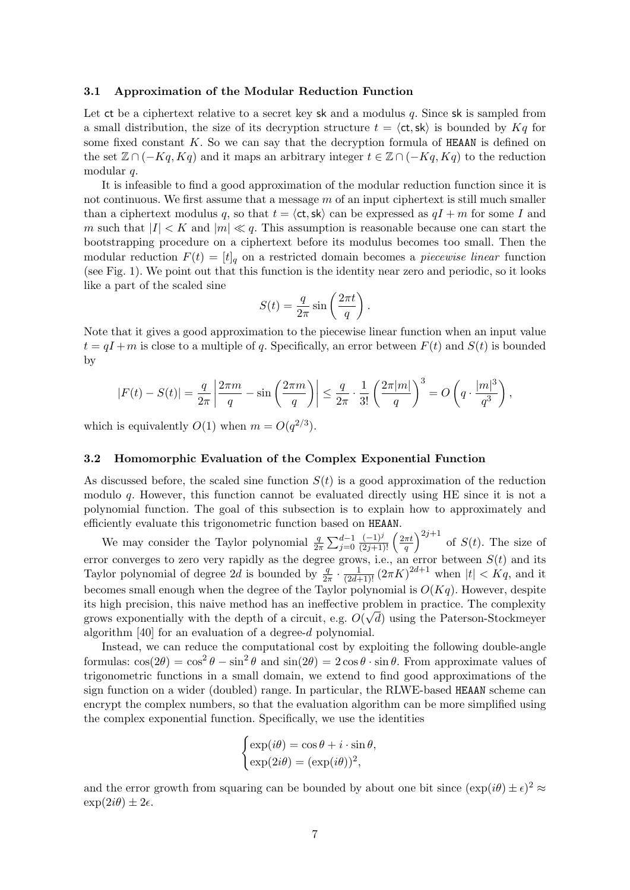### 3.1 Approximation of the Modular Reduction Function

Let $\mathsf{ct}$ be a ciphertext relative to a secret key $\mathsf{sk}$ and a modulus $q$. Since $\mathsf{sk}$ is sampled from a small distribution, the size of its decryption structure $t = \langle \mathsf{ct}, \mathsf{sk} \rangle$ is bounded by $Kq$ for some fixed constant $K$. So we can say that the decryption formula of HEAAN is defined on the set $\mathbb{Z} \cap (-Kq, Kq)$ and it maps an arbitrary integer $t \in \mathbb{Z} \cap (-Kq, Kq)$ to the reduction modular $q$.

It is infeasible to find a good approximation of the modular reduction function since it is not continuous. We first assume that a message $m$ of an input ciphertext is still much smaller than a ciphertext modulus $q$, so that $t = \langle \mathsf{ct}, \mathsf{sk} \rangle$ can be expressed as $qI + m$ for some $I$ and $m$ such that $|I| < K$ and $|m| \ll q$. This assumption is reasonable because one can start the bootstrapping procedure on a ciphertext before its modulus becomes too small. Then the modular reduction $F(t) = [t]_q$ on a restricted domain becomes a *piecewise linear* function (see Fig. 1). We point out that this function is the identity near zero and periodic, so it looks like a part of the scaled sine

$$S(t) = \frac{q}{2\pi} \sin\left(\frac{2\pi t}{q}\right).$$

Note that it gives a good approximation to the piecewise linear function when an input value $t = qI + m$ is close to a multiple of $q$. Specifically, an error between $F(t)$ and $S(t)$ is bounded by

$$|F(t) - S(t)| = \frac{q}{2\pi}\left|\frac{2\pi m}{q} - \sin\left(\frac{2\pi m}{q}\right)\right| \le \frac{q}{2\pi} \cdot \frac{1}{3!}\left(\frac{2\pi |m|}{q}\right)^3 = O\left(q \cdot \frac{|m|^3}{q^3}\right),$$

which is equivalently $O(1)$ when $m = O(q^{2/3})$.

### 3.2 Homomorphic Evaluation of the Complex Exponential Function

As discussed before, the scaled sine function $S(t)$ is a good approximation of the reduction modulo $q$. However, this function cannot be evaluated directly using HE since it is not a polynomial function. The goal of this subsection is to explain how to approximately and efficiently evaluate this trigonometric function based on HEAAN.

We may consider the Taylor polynomial $\frac{q}{2\pi}\sum_{j=0}^{d-1}\frac{(-1)^j}{(2j+1)!}\left(\frac{2\pi t}{q}\right)^{2j+1}$ of $S(t)$. The size of error converges to zero very rapidly as the degree grows, i.e., an error between $S(t)$ and its Taylor polynomial of degree $2d$ is bounded by $\frac{q}{2\pi} \cdot \frac{1}{(2d+1)!}(2\pi K)^{2d+1}$ when $|t| < Kq$, and it becomes small enough when the degree of the Taylor polynomial is $O(Kq)$. However, despite its high precision, this naive method has an ineffective problem in practice. The complexity grows exponentially with the depth of a circuit, e.g. $O(\sqrt{d})$ using the Paterson-Stockmeyer algorithm [40] for an evaluation of a degree-$d$ polynomial.

Instead, we can reduce the computational cost by exploiting the following double-angle formulas: $\cos(2\theta) = \cos^2\theta - \sin^2\theta$ and $\sin(2\theta) = 2\cos\theta \cdot \sin\theta$. From approximate values of trigonometric functions in a small domain, we extend to find good approximations of the sign function on a wider (doubled) range. In particular, the RLWE-based HEAAN scheme can encrypt the complex numbers, so that the evaluation algorithm can be more simplified using the complex exponential function. Specifically, we use the identities

$$\begin{cases} \exp(i\theta) = \cos\theta + i \cdot \sin\theta, \\ \exp(2i\theta) = (\exp(i\theta))^2, \end{cases}$$

and the error growth from squaring can be bounded by about one bit since $(\exp(i\theta) \pm \epsilon)^2 \approx \exp(2i\theta) \pm 2\epsilon$.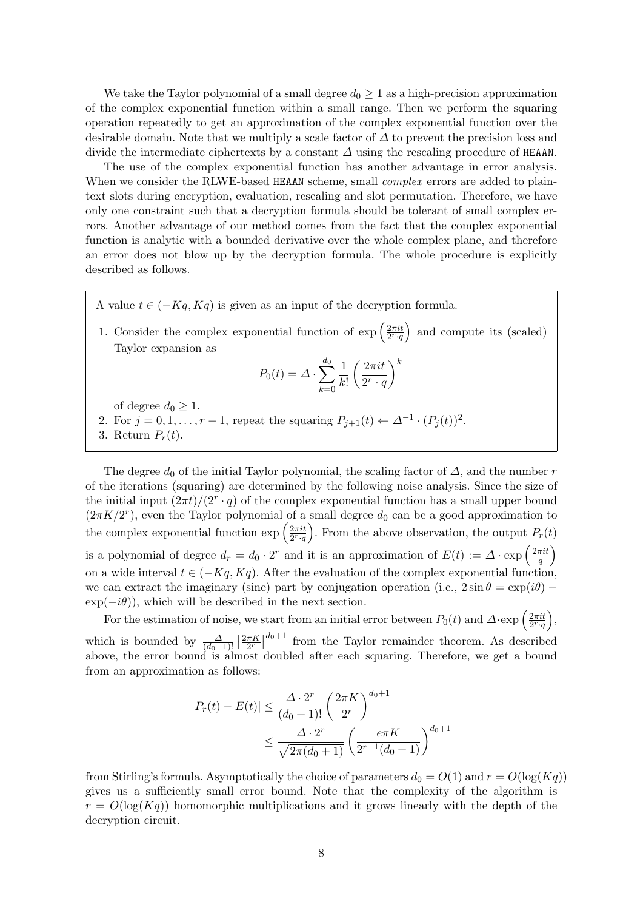We take the Taylor polynomial of a small degree $d_0 \geq 1$ as a high-precision approximation of the complex exponential function within a small range. Then we perform the squaring operation repeatedly to get an approximation of the complex exponential function over the desirable domain. Note that we multiply a scale factor of $\Delta$ to prevent the precision loss and divide the intermediate ciphertexts by a constant $\Delta$ using the rescaling procedure of HEAAN.

The use of the complex exponential function has another advantage in error analysis. When we consider the RLWE-based HEAAN scheme, small *complex* errors are added to plaintext slots during encryption, evaluation, rescaling and slot permutation. Therefore, we have only one constraint such that a decryption formula should be tolerant of small complex errors. Another advantage of our method comes from the fact that the complex exponential function is analytic with a bounded derivative over the whole complex plane, and therefore an error does not blow up by the decryption formula. The whole procedure is explicitly described as follows.

A value $t \in (-Kq, Kq)$ is given as an input of the decryption formula.

1. Consider the complex exponential function of $\exp\left(\frac{2\pi i t}{2^r \cdot q}\right)$ and compute its (scaled) Taylor expansion as
$$P_0(t) = \Delta \cdot \sum_{k=0}^{d_0} \frac{1}{k!} \left(\frac{2\pi i t}{2^r \cdot q}\right)^k$$
of degree $d_0 \geq 1$.
2. For $j = 0, 1, \ldots, r-1$, repeat the squaring $P_{j+1}(t) \leftarrow \Delta^{-1} \cdot (P_j(t))^2$.
3. Return $P_r(t)$.

The degree $d_0$ of the initial Taylor polynomial, the scaling factor of $\Delta$, and the number $r$ of the iterations (squaring) are determined by the following noise analysis. Since the size of the initial input $(2\pi t)/(2^r \cdot q)$ of the complex exponential function has a small upper bound $(2\pi K/2^r)$, even the Taylor polynomial of a small degree $d_0$ can be a good approximation to the complex exponential function $\exp\left(\frac{2\pi i t}{2^r \cdot q}\right)$. From the above observation, the output $P_r(t)$ is a polynomial of degree $d_r = d_0 \cdot 2^r$ and it is an approximation of $E(t) := \Delta \cdot \exp\left(\frac{2\pi i t}{q}\right)$ on a wide interval $t \in (-Kq, Kq)$. After the evaluation of the complex exponential function, we can extract the imaginary (sine) part by conjugation operation (i.e., $2 \sin \theta = \exp(i\theta) - \exp(-i\theta)$), which will be described in the next section.

For the estimation of noise, we start from an initial error between $P_0(t)$ and $\Delta \cdot \exp\left(\frac{2\pi i t}{2^r \cdot q}\right)$, which is bounded by $\frac{\Delta}{(d_0+1)!}\left|\frac{2\pi K}{2^r}\right|^{d_0+1}$ from the Taylor remainder theorem. As described above, the error bound is almost doubled after each squaring. Therefore, we get a bound from an approximation as follows:

$$\begin{aligned}
|P_r(t) - E(t)| &\leq \frac{\Delta \cdot 2^r}{(d_0+1)!} \left(\frac{2\pi K}{2^r}\right)^{d_0+1} \\
&\leq \frac{\Delta \cdot 2^r}{\sqrt{2\pi(d_0+1)}} \left(\frac{e\pi K}{2^{r-1}(d_0+1)}\right)^{d_0+1}
\end{aligned}$$

from Stirling's formula. Asymptotically the choice of parameters $d_0 = O(1)$ and $r = O(\log(Kq))$ gives us a sufficiently small error bound. Note that the complexity of the algorithm is $r = O(\log(Kq))$ homomorphic multiplications and it grows linearly with the depth of the decryption circuit.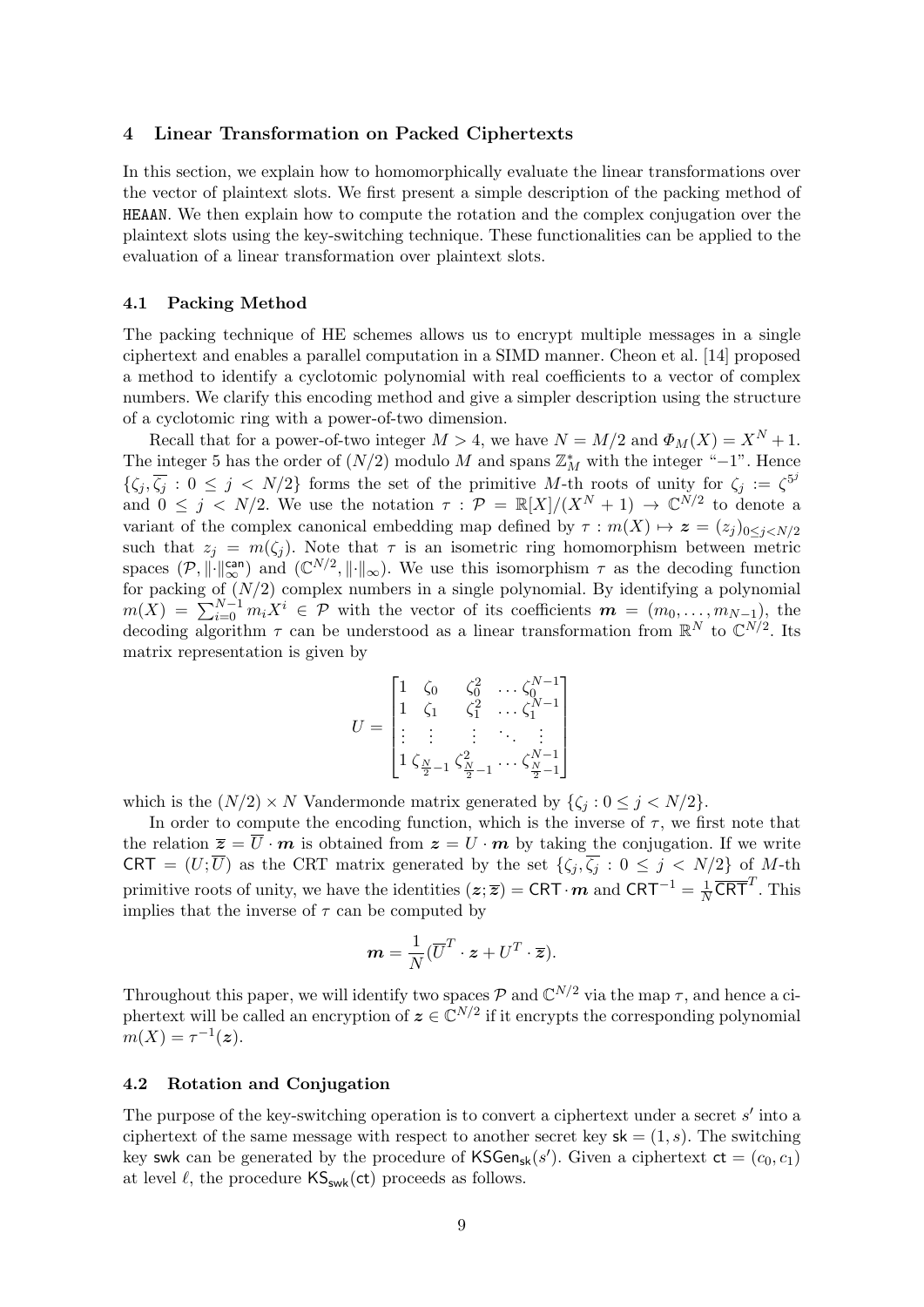## 4 Linear Transformation on Packed Ciphertexts

In this section, we explain how to homomorphically evaluate the linear transformations over the vector of plaintext slots. We first present a simple description of the packing method of HEAAN. We then explain how to compute the rotation and the complex conjugation over the plaintext slots using the key-switching technique. These functionalities can be applied to the evaluation of a linear transformation over plaintext slots.

### 4.1 Packing Method

The packing technique of HE schemes allows us to encrypt multiple messages in a single ciphertext and enables a parallel computation in a SIMD manner. Cheon et al. [14] proposed a method to identify a cyclotomic polynomial with real coefficients to a vector of complex numbers. We clarify this encoding method and give a simpler description using the structure of a cyclotomic ring with a power-of-two dimension.

Recall that for a power-of-two integer $M > 4$, we have $N = M/2$ and $\Phi_M(X) = X^N + 1$. The integer 5 has the order of $(N/2)$ modulo $M$ and spans $\mathbb{Z}_M^*$ with the integer "$-1$". Hence $\{\zeta_j, \overline{\zeta_j} : 0 \leq j < N/2\}$ forms the set of the primitive $M$-th roots of unity for $\zeta_j := \zeta^{5^j}$ and $0 \leq j < N/2$. We use the notation $\tau : \mathcal{P} = \mathbb{R}[X]/(X^N + 1) \to \mathbb{C}^{N/2}$ to denote a variant of the complex canonical embedding map defined by $\tau : m(X) \mapsto \boldsymbol{z} = (z_j)_{0 \leq j < N/2}$ such that $z_j = m(\zeta_j)$. Note that $\tau$ is an isometric ring homomorphism between metric spaces $(\mathcal{P}, \|\cdot\|_\infty^{\mathsf{can}})$ and $(\mathbb{C}^{N/2}, \|\cdot\|_\infty)$. We use this isomorphism $\tau$ as the decoding function for packing of $(N/2)$ complex numbers in a single polynomial. By identifying a polynomial $m(X) = \sum_{i=0}^{N-1} m_i X^i \in \mathcal{P}$ with the vector of its coefficients $\boldsymbol{m} = (m_0, \ldots, m_{N-1})$, the decoding algorithm $\tau$ can be understood as a linear transformation from $\mathbb{R}^N$ to $\mathbb{C}^{N/2}$. Its matrix representation is given by

$$U = \begin{bmatrix} 1 & \zeta_0 & \zeta_0^2 & \cdots & \zeta_0^{N-1} \\ 1 & \zeta_1 & \zeta_1^2 & \cdots & \zeta_1^{N-1} \\ \vdots & \vdots & \vdots & \ddots & \vdots \\ 1 & \zeta_{\frac{N}{2}-1} & \zeta_{\frac{N}{2}-1}^2 & \cdots & \zeta_{\frac{N}{2}-1}^{N-1} \end{bmatrix}$$

which is the $(N/2) \times N$ Vandermonde matrix generated by $\{\zeta_j : 0 \leq j < N/2\}$.

In order to compute the encoding function, which is the inverse of $\tau$, we first note that the relation $\overline{\boldsymbol{z}} = \overline{U} \cdot \boldsymbol{m}$ is obtained from $\boldsymbol{z} = U \cdot \boldsymbol{m}$ by taking the conjugation. If we write $\mathsf{CRT} = (U; \overline{U})$ as the CRT matrix generated by the set $\{\zeta_j, \overline{\zeta_j} : 0 \leq j < N/2\}$ of $M$-th primitive roots of unity, we have the identities $(\boldsymbol{z}; \overline{\boldsymbol{z}}) = \mathsf{CRT} \cdot \boldsymbol{m}$ and $\mathsf{CRT}^{-1} = \frac{1}{N}\overline{\mathsf{CRT}}^T$. This implies that the inverse of $\tau$ can be computed by

$$\boldsymbol{m} = \frac{1}{N}(\overline{U}^T \cdot \boldsymbol{z} + U^T \cdot \overline{\boldsymbol{z}}).$$

Throughout this paper, we will identify two spaces $\mathcal{P}$ and $\mathbb{C}^{N/2}$ via the map $\tau$, and hence a ciphertext will be called an encryption of $\boldsymbol{z} \in \mathbb{C}^{N/2}$ if it encrypts the corresponding polynomial $m(X) = \tau^{-1}(\boldsymbol{z})$.

### 4.2 Rotation and Conjugation

The purpose of the key-switching operation is to convert a ciphertext under a secret $s'$ into a ciphertext of the same message with respect to another secret key $\mathsf{sk} = (1, s)$. The switching key $\mathsf{swk}$ can be generated by the procedure of $\mathsf{KSGen}_{\mathsf{sk}}(s')$. Given a ciphertext $\mathsf{ct} = (c_0, c_1)$ at level $\ell$, the procedure $\mathsf{KS}_{\mathsf{swk}}(\mathsf{ct})$ proceeds as follows.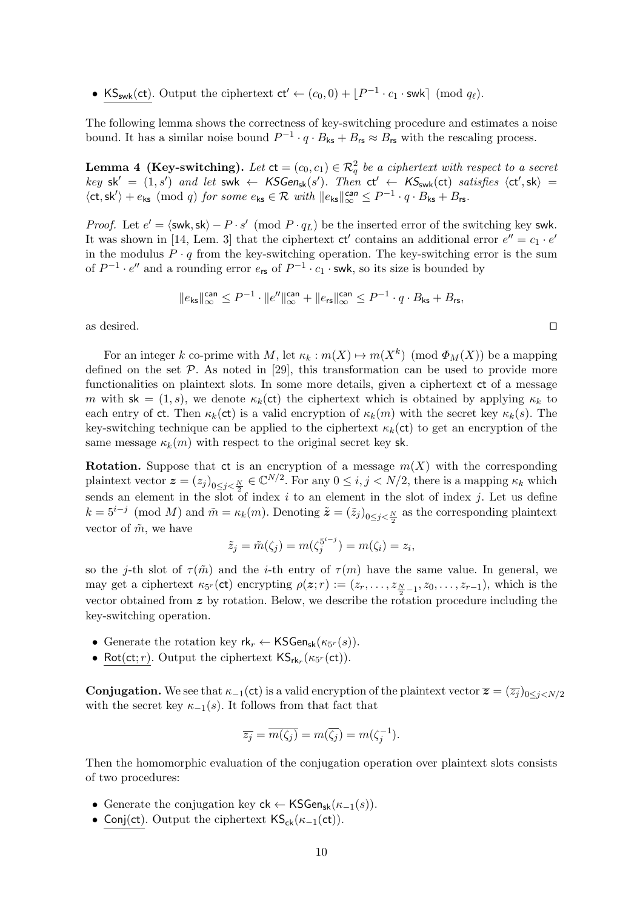- $\underline{\mathsf{KS}_{\mathsf{swk}}(\mathsf{ct})}$. Output the ciphertext $\mathsf{ct}' \leftarrow (c_0, 0) + \lfloor P^{-1} \cdot c_1 \cdot \mathsf{swk} \rceil \pmod{q_\ell}$.

The following lemma shows the correctness of key-switching procedure and estimates a noise bound. It has a similar noise bound $P^{-1} \cdot q \cdot B_{\mathsf{ks}} + B_{\mathsf{rs}} \approx B_{\mathsf{rs}}$ with the rescaling process.

**Lemma 4 (Key-switching).** *Let $\mathsf{ct} = (c_0, c_1) \in \mathcal{R}_q^2$ be a ciphertext with respect to a secret key $\mathsf{sk}' = (1, s')$ and let $\mathsf{swk} \leftarrow \mathsf{KSGen}_{\mathsf{sk}}(s')$. Then $\mathsf{ct}' \leftarrow \mathsf{KS}_{\mathsf{swk}}(\mathsf{ct})$ satisfies $\langle \mathsf{ct}', \mathsf{sk} \rangle = \langle \mathsf{ct}, \mathsf{sk}' \rangle + e_{\mathsf{ks}} \pmod q$ for some $e_{\mathsf{ks}} \in \mathcal{R}$ with $\|e_{\mathsf{ks}}\|_\infty^{\mathsf{can}} \leq P^{-1} \cdot q \cdot B_{\mathsf{ks}} + B_{\mathsf{rs}}$.*

*Proof.* Let $e' = \langle \mathsf{swk}, \mathsf{sk} \rangle - P \cdot s' \pmod{P \cdot q_L}$ be the inserted error of the switching key $\mathsf{swk}$. It was shown in [14, Lem. 3] that the ciphertext $\mathsf{ct}'$ contains an additional error $e'' = c_1 \cdot e'$ in the modulus $P \cdot q$ from the key-switching operation. The key-switching error is the sum of $P^{-1} \cdot e''$ and a rounding error $e_{\mathsf{rs}}$ of $P^{-1} \cdot c_1 \cdot \mathsf{swk}$, so its size is bounded by

$$\|e_{\mathsf{ks}}\|_\infty^{\mathsf{can}} \leq P^{-1} \cdot \|e''\|_\infty^{\mathsf{can}} + \|e_{\mathsf{rs}}\|_\infty^{\mathsf{can}} \leq P^{-1} \cdot q \cdot B_{\mathsf{ks}} + B_{\mathsf{rs}},$$

as desired. $\square$

For an integer $k$ co-prime with $M$, let $\kappa_k : m(X) \mapsto m(X^k) \pmod{\Phi_M(X)}$ be a mapping defined on the set $\mathcal{P}$. As noted in [29], this transformation can be used to provide more functionalities on plaintext slots. In some more details, given a ciphertext $\mathsf{ct}$ of a message $m$ with $\mathsf{sk} = (1, s)$, we denote $\kappa_k(\mathsf{ct})$ the ciphertext which is obtained by applying $\kappa_k$ to each entry of $\mathsf{ct}$. Then $\kappa_k(\mathsf{ct})$ is a valid encryption of $\kappa_k(m)$ with the secret key $\kappa_k(s)$. The key-switching technique can be applied to the ciphertext $\kappa_k(\mathsf{ct})$ to get an encryption of the same message $\kappa_k(m)$ with respect to the original secret key $\mathsf{sk}$.

**Rotation.** Suppose that $\mathsf{ct}$ is an encryption of a message $m(X)$ with the corresponding plaintext vector $\boldsymbol{z} = (z_j)_{0 \leq j < \frac{N}{2}} \in \mathbb{C}^{N/2}$. For any $0 \leq i, j < N/2$, there is a mapping $\kappa_k$ which sends an element in the slot of index $i$ to an element in the slot of index $j$. Let us define $k = 5^{i-j} \pmod M$ and $\tilde{m} = \kappa_k(m)$. Denoting $\tilde{\boldsymbol{z}} = (\tilde{z}_j)_{0 \leq j < \frac{N}{2}}$ as the corresponding plaintext vector of $\tilde{m}$, we have

$$\tilde{z}_j = \tilde{m}(\zeta_j) = m(\zeta_j^{5^{i-j}}) = m(\zeta_i) = z_i,$$

so the $j$-th slot of $\tau(\tilde{m})$ and the $i$-th entry of $\tau(m)$ have the same value. In general, we may get a ciphertext $\kappa_{5^r}(\mathsf{ct})$ encrypting $\rho(\boldsymbol{z}; r) := (z_r, \ldots, z_{\frac{N}{2}-1}, z_0, \ldots, z_{r-1})$, which is the vector obtained from $\boldsymbol{z}$ by rotation. Below, we describe the rotation procedure including the key-switching operation.

- Generate the rotation key $\mathsf{rk}_r \leftarrow \mathsf{KSGen}_{\mathsf{sk}}(\kappa_{5^r}(s))$.
- $\underline{\mathsf{Rot}(\mathsf{ct}; r)}$. Output the ciphertext $\mathsf{KS}_{\mathsf{rk}_r}(\kappa_{5^r}(\mathsf{ct}))$.

**Conjugation.** We see that $\kappa_{-1}(\mathsf{ct})$ is a valid encryption of the plaintext vector $\overline{\boldsymbol{z}} = (\overline{z_j})_{0 \leq j < N/2}$ with the secret key $\kappa_{-1}(s)$. It follows from that fact that

$$\overline{z_j} = \overline{m(\zeta_j)} = m(\overline{\zeta_j}) = m(\zeta_j^{-1}).$$

Then the homomorphic evaluation of the conjugation operation over plaintext slots consists of two procedures:

- Generate the conjugation key $\mathsf{ck} \leftarrow \mathsf{KSGen}_{\mathsf{sk}}(\kappa_{-1}(s))$.
- $\underline{\mathsf{Conj}(\mathsf{ct})}$. Output the ciphertext $\mathsf{KS}_{\mathsf{ck}}(\kappa_{-1}(\mathsf{ct}))$.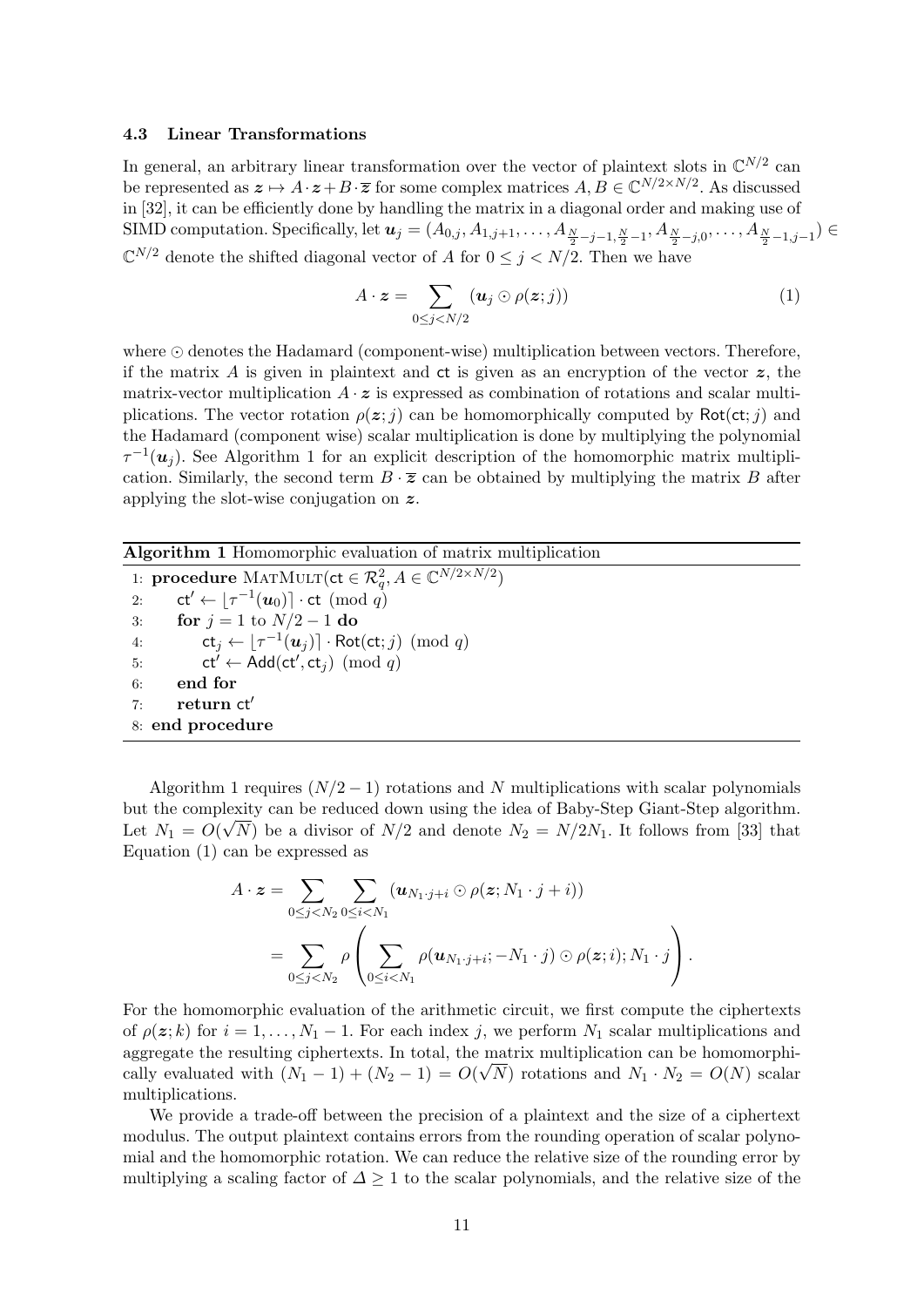### 4.3 Linear Transformations

In general, an arbitrary linear transformation over the vector of plaintext slots in $\mathbb{C}^{N/2}$ can be represented as $\boldsymbol{z} \mapsto A \cdot \boldsymbol{z} + B \cdot \overline{\boldsymbol{z}}$ for some complex matrices $A, B \in \mathbb{C}^{N/2 \times N/2}$. As discussed in [32], it can be efficiently done by handling the matrix in a diagonal order and making use of SIMD computation. Specifically, let $\boldsymbol{u}_j = (A_{0,j}, A_{1,j+1}, \ldots, A_{\frac{N}{2}-j-1, \frac{N}{2}-1}, A_{\frac{N}{2}-j,0}, \ldots, A_{\frac{N}{2}-1,j-1}) \in \mathbb{C}^{N/2}$ denote the shifted diagonal vector of $A$ for $0 \leq j < N/2$. Then we have

$$A \cdot \boldsymbol{z} = \sum_{0 \leq j < N/2} (\boldsymbol{u}_j \odot \rho(\boldsymbol{z}; j)) \tag{1}$$

where $\odot$ denotes the Hadamard (component-wise) multiplication between vectors. Therefore, if the matrix $A$ is given in plaintext and $\mathsf{ct}$ is given as an encryption of the vector $\boldsymbol{z}$, the matrix-vector multiplication $A \cdot \boldsymbol{z}$ is expressed as combination of rotations and scalar multiplications. The vector rotation $\rho(\boldsymbol{z}; j)$ can be homomorphically computed by $\mathsf{Rot}(\mathsf{ct}; j)$ and the Hadamard (component wise) scalar multiplication is done by multiplying the polynomial $\tau^{-1}(\boldsymbol{u}_j)$. See Algorithm 1 for an explicit description of the homomorphic matrix multiplication. Similarly, the second term $B \cdot \overline{\boldsymbol{z}}$ can be obtained by multiplying the matrix $B$ after applying the slot-wise conjugation on $\boldsymbol{z}$.

**Algorithm 1** Homomorphic evaluation of matrix multiplication

```
1: procedure MatMult(ct ∈ R_q^2, A ∈ C^{N/2×N/2})
2:     ct' ← ⌊τ^{-1}(u_0)⌉ · ct (mod q)
3:     for j = 1 to N/2 − 1 do
4:         ct_j ← ⌊τ^{-1}(u_j)⌉ · Rot(ct; j) (mod q)
5:         ct' ← Add(ct', ct_j) (mod q)
6:     end for
7:     return ct'
8: end procedure
```

Algorithm 1 requires $(N/2-1)$ rotations and $N$ multiplications with scalar polynomials but the complexity can be reduced down using the idea of Baby-Step Giant-Step algorithm. Let $N_1 = O(\sqrt{N})$ be a divisor of $N/2$ and denote $N_2 = N/2N_1$. It follows from [33] that Equation (1) can be expressed as

$$\begin{aligned}
A \cdot \boldsymbol{z} &= \sum_{0 \leq j < N_2} \sum_{0 \leq i < N_1} (\boldsymbol{u}_{N_1 \cdot j + i} \odot \rho(\boldsymbol{z}; N_1 \cdot j + i)) \\
&= \sum_{0 \leq j < N_2} \rho\left( \sum_{0 \leq i < N_1} \rho(\boldsymbol{u}_{N_1 \cdot j + i}; -N_1 \cdot j) \odot \rho(\boldsymbol{z}; i); N_1 \cdot j \right).
\end{aligned}$$

For the homomorphic evaluation of the arithmetic circuit, we first compute the ciphertexts of $\rho(\boldsymbol{z}; k)$ for $i = 1, \ldots, N_1 - 1$. For each index $j$, we perform $N_1$ scalar multiplications and aggregate the resulting ciphertexts. In total, the matrix multiplication can be homomorphically evaluated with $(N_1 - 1) + (N_2 - 1) = O(\sqrt{N})$ rotations and $N_1 \cdot N_2 = O(N)$ scalar multiplications.

We provide a trade-off between the precision of a plaintext and the size of a ciphertext modulus. The output plaintext contains errors from the rounding operation of scalar polynomial and the homomorphic rotation. We can reduce the relative size of the rounding error by multiplying a scaling factor of $\Delta \geq 1$ to the scalar polynomials, and the relative size of the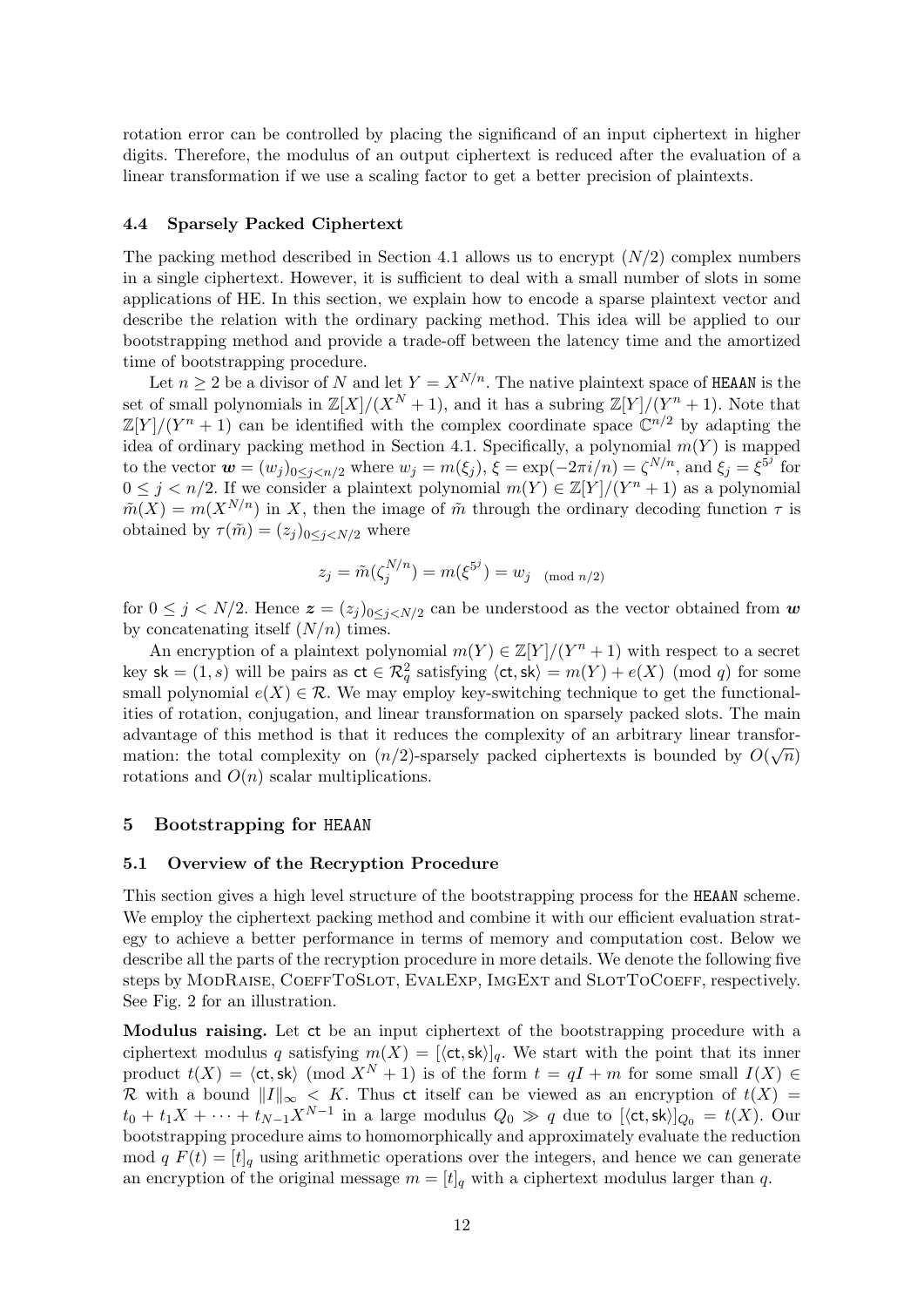rotation error can be controlled by placing the significand of an input ciphertext in higher digits. Therefore, the modulus of an output ciphertext is reduced after the evaluation of a linear transformation if we use a scaling factor to get a better precision of plaintexts.

### 4.4 Sparsely Packed Ciphertext

The packing method described in Section 4.1 allows us to encrypt $(N/2)$ complex numbers in a single ciphertext. However, it is sufficient to deal with a small number of slots in some applications of HE. In this section, we explain how to encode a sparse plaintext vector and describe the relation with the ordinary packing method. This idea will be applied to our bootstrapping method and provide a trade-off between the latency time and the amortized time of bootstrapping procedure.

Let $n \geq 2$ be a divisor of $N$ and let $Y = X^{N/n}$. The native plaintext space of HEAAN is the set of small polynomials in $\mathbb{Z}[X]/(X^N + 1)$, and it has a subring $\mathbb{Z}[Y]/(Y^n + 1)$. Note that $\mathbb{Z}[Y]/(Y^n + 1)$ can be identified with the complex coordinate space $\mathbb{C}^{n/2}$ by adapting the idea of ordinary packing method in Section 4.1. Specifically, a polynomial $m(Y)$ is mapped to the vector $\boldsymbol{w} = (w_j)_{0 \leq j < n/2}$ where $w_j = m(\xi_j)$, $\xi = \exp(-2\pi i/n) = \zeta^{N/n}$, and $\xi_j = \xi^{5^j}$ for $0 \leq j < n/2$. If we consider a plaintext polynomial $m(Y) \in \mathbb{Z}[Y]/(Y^n + 1)$ as a polynomial $\tilde{m}(X) = m(X^{N/n})$ in $X$, then the image of $\tilde{m}$ through the ordinary decoding function $\tau$ is obtained by $\tau(\tilde{m}) = (z_j)_{0 \leq j < N/2}$ where

$$z_j = \tilde{m}(\zeta_j^{N/n}) = m(\xi^{5^j}) = w_{j \pmod{n/2}}$$

for $0 \leq j < N/2$. Hence $\boldsymbol{z} = (z_j)_{0 \leq j < N/2}$ can be understood as the vector obtained from $\boldsymbol{w}$ by concatenating itself $(N/n)$ times.

An encryption of a plaintext polynomial $m(Y) \in \mathbb{Z}[Y]/(Y^n + 1)$ with respect to a secret key $\mathsf{sk} = (1, s)$ will be pairs as $\mathsf{ct} \in \mathcal{R}_q^2$ satisfying $\langle \mathsf{ct}, \mathsf{sk} \rangle = m(Y) + e(X) \pmod{q}$ for some small polynomial $e(X) \in \mathcal{R}$. We may employ key-switching technique to get the functionalities of rotation, conjugation, and linear transformation on sparsely packed slots. The main advantage of this method is that it reduces the complexity of an arbitrary linear transformation: the total complexity on $(n/2)$-sparsely packed ciphertexts is bounded by $O(\sqrt{n})$ rotations and $O(n)$ scalar multiplications.

## 5 Bootstrapping for HEAAN

### 5.1 Overview of the Recryption Procedure

This section gives a high level structure of the bootstrapping process for the HEAAN scheme. We employ the ciphertext packing method and combine it with our efficient evaluation strategy to achieve a better performance in terms of memory and computation cost. Below we describe all the parts of the recryption procedure in more details. We denote the following five steps by ModRaise, CoeffToSlot, EvalExp, ImgExt and SlotToCoeff, respectively. See Fig. 2 for an illustration.

**Modulus raising.** Let $\mathsf{ct}$ be an input ciphertext of the bootstrapping procedure with a ciphertext modulus $q$ satisfying $m(X) = [\langle \mathsf{ct}, \mathsf{sk} \rangle]_q$. We start with the point that its inner product $t(X) = \langle \mathsf{ct}, \mathsf{sk} \rangle \pmod{X^N + 1}$ is of the form $t = qI + m$ for some small $I(X) \in \mathcal{R}$ with a bound $\|I\|_\infty < K$. Thus $\mathsf{ct}$ itself can be viewed as an encryption of $t(X) = t_0 + t_1 X + \cdots + t_{N-1} X^{N-1}$ in a large modulus $Q_0 \gg q$ due to $[\langle \mathsf{ct}, \mathsf{sk} \rangle]_{Q_0} = t(X)$. Our bootstrapping procedure aims to homomorphically and approximately evaluate the reduction mod $q$ $F(t) = [t]_q$ using arithmetic operations over the integers, and hence we can generate an encryption of the original message $m = [t]_q$ with a ciphertext modulus larger than $q$.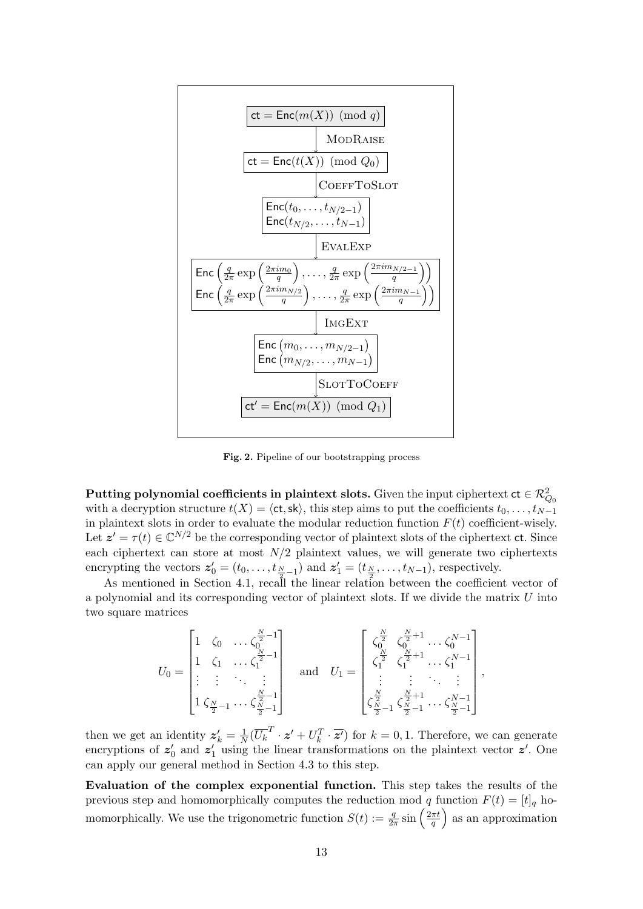$$\boxed{\mathsf{ct} = \mathsf{Enc}(m(X)) \pmod q}$$

$$\downarrow \textsc{ModRaise}$$

$$\boxed{\mathsf{ct} = \mathsf{Enc}(t(X)) \pmod{Q_0}}$$

$$\downarrow \textsc{CoeffToSlot}$$

$$\boxed{\begin{array}{l}\mathsf{Enc}(t_0, \ldots, t_{N/2-1}) \\ \mathsf{Enc}(t_{N/2}, \ldots, t_{N-1})\end{array}}$$

$$\downarrow \textsc{EvalExp}$$

$$\boxed{\begin{array}{l}\mathsf{Enc}\left(\frac{q}{2\pi}\exp\left(\frac{2\pi i m_0}{q}\right), \ldots, \frac{q}{2\pi}\exp\left(\frac{2\pi i m_{N/2-1}}{q}\right)\right) \\ \mathsf{Enc}\left(\frac{q}{2\pi}\exp\left(\frac{2\pi i m_{N/2}}{q}\right), \ldots, \frac{q}{2\pi}\exp\left(\frac{2\pi i m_{N-1}}{q}\right)\right)\end{array}}$$

$$\downarrow \textsc{ImgExt}$$

$$\boxed{\begin{array}{l}\mathsf{Enc}\left(m_0, \ldots, m_{N/2-1}\right) \\ \mathsf{Enc}\left(m_{N/2}, \ldots, m_{N-1}\right)\end{array}}$$

$$\downarrow \textsc{SlotToCoeff}$$

$$\boxed{\mathsf{ct}' = \mathsf{Enc}(m(X)) \pmod{Q_1}}$$

**Fig. 2.** Pipeline of our bootstrapping process

**Putting polynomial coefficients in plaintext slots.** Given the input ciphertext $\mathsf{ct} \in \mathcal{R}_{Q_0}^2$ with a decryption structure $t(X) = \langle \mathsf{ct}, \mathsf{sk} \rangle$, this step aims to put the coefficients $t_0, \ldots, t_{N-1}$ in plaintext slots in order to evaluate the modular reduction function $F(t)$ coefficient-wisely. Let $\boldsymbol{z}' = \tau(t) \in \mathbb{C}^{N/2}$ be the corresponding vector of plaintext slots of the ciphertext $\mathsf{ct}$. Since each ciphertext can store at most $N/2$ plaintext values, we will generate two ciphertexts encrypting the vectors $\boldsymbol{z}'_0 = (t_0, \ldots, t_{\frac{N}{2}-1})$ and $\boldsymbol{z}'_1 = (t_{\frac{N}{2}}, \ldots, t_{N-1})$, respectively.

As mentioned in Section 4.1, recall the linear relation between the coefficient vector of a polynomial and its corresponding vector of plaintext slots. If we divide the matrix $U$ into two square matrices

$$U_0 = \begin{bmatrix} 1 & \zeta_0 & \ldots & \zeta_0^{\frac{N}{2}-1} \\ 1 & \zeta_1 & \ldots & \zeta_1^{\frac{N}{2}-1} \\ \vdots & \vdots & \ddots & \vdots \\ 1 & \zeta_{\frac{N}{2}-1} & \ldots & \zeta_{\frac{N}{2}-1}^{\frac{N}{2}-1} \end{bmatrix} \quad \text{and} \quad U_1 = \begin{bmatrix} \zeta_0^{\frac{N}{2}} & \zeta_0^{\frac{N}{2}+1} & \ldots & \zeta_0^{N-1} \\ \zeta_1^{\frac{N}{2}} & \zeta_1^{\frac{N}{2}+1} & \ldots & \zeta_1^{N-1} \\ \vdots & \vdots & \ddots & \vdots \\ \zeta_{\frac{N}{2}-1}^{\frac{N}{2}} & \zeta_{\frac{N}{2}-1}^{\frac{N}{2}+1} & \ldots & \zeta_{\frac{N}{2}-1}^{N-1} \end{bmatrix},$$

then we get an identity $\boldsymbol{z}'_k = \frac{1}{N}(\overline{U_k}^T \cdot \boldsymbol{z}' + U_k^T \cdot \overline{\boldsymbol{z}'})$ for $k = 0, 1$. Therefore, we can generate encryptions of $\boldsymbol{z}'_0$ and $\boldsymbol{z}'_1$ using the linear transformations on the plaintext vector $\boldsymbol{z}'$. One can apply our general method in Section 4.3 to this step.

**Evaluation of the complex exponential function.** This step takes the results of the previous step and homomorphically computes the reduction mod $q$ function $F(t) = [t]_q$ homomorphically. We use the trigonometric function $S(t) := \frac{q}{2\pi} \sin\left(\frac{2\pi t}{q}\right)$ as an approximation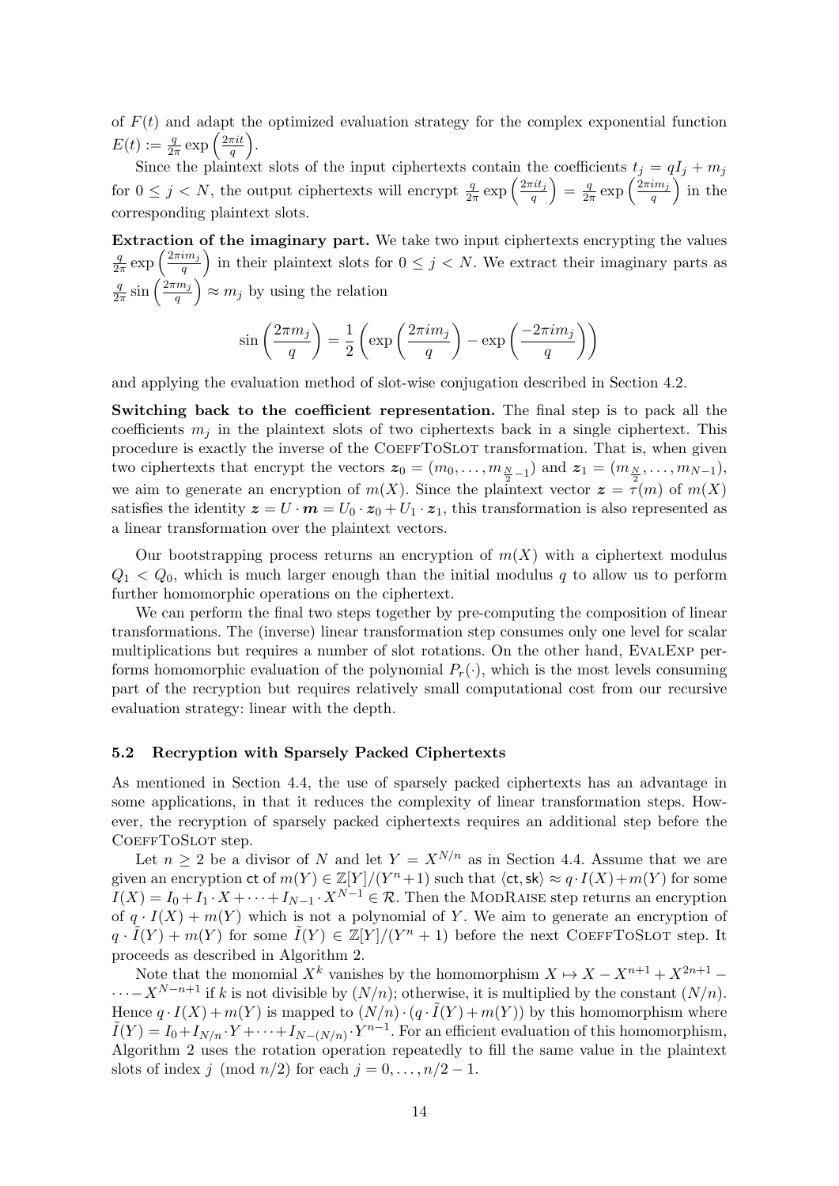of $F(t)$ and adapt the optimized evaluation strategy for the complex exponential function $E(t) := \frac{q}{2\pi} \exp\left(\frac{2\pi i t}{q}\right)$.

Since the plaintext slots of the input ciphertexts contain the coefficients $t_j = qI_j + m_j$ for $0 \leq j < N$, the output ciphertexts will encrypt $\frac{q}{2\pi} \exp\left(\frac{2\pi i t_j}{q}\right) = \frac{q}{2\pi} \exp\left(\frac{2\pi i m_j}{q}\right)$ in the corresponding plaintext slots.

**Extraction of the imaginary part.** We take two input ciphertexts encrypting the values $\frac{q}{2\pi} \exp\left(\frac{2\pi i m_j}{q}\right)$ in their plaintext slots for $0 \leq j < N$. We extract their imaginary parts as $\frac{q}{2\pi} \sin\left(\frac{2\pi m_j}{q}\right) \approx m_j$ by using the relation

$$\sin\left(\frac{2\pi m_j}{q}\right) = \frac{1}{2}\left(\exp\left(\frac{2\pi i m_j}{q}\right) - \exp\left(\frac{-2\pi i m_j}{q}\right)\right)$$

and applying the evaluation method of slot-wise conjugation described in Section 4.2.

**Switching back to the coefficient representation.** The final step is to pack all the coefficients $m_j$ in the plaintext slots of two ciphertexts back in a single ciphertext. This procedure is exactly the inverse of the CoeffToSlot transformation. That is, when given two ciphertexts that encrypt the vectors $\boldsymbol{z}_0 = (m_0, \ldots, m_{\frac{N}{2}-1})$ and $\boldsymbol{z}_1 = (m_{\frac{N}{2}}, \ldots, m_{N-1})$, we aim to generate an encryption of $m(X)$. Since the plaintext vector $\boldsymbol{z} = \tau(m)$ of $m(X)$ satisfies the identity $\boldsymbol{z} = U \cdot \boldsymbol{m} = U_0 \cdot \boldsymbol{z}_0 + U_1 \cdot \boldsymbol{z}_1$, this transformation is also represented as a linear transformation over the plaintext vectors.

Our bootstrapping process returns an encryption of $m(X)$ with a ciphertext modulus $Q_1 < Q_0$, which is much larger enough than the initial modulus $q$ to allow us to perform further homomorphic operations on the ciphertext.

We can perform the final two steps together by pre-computing the composition of linear transformations. The (inverse) linear transformation step consumes only one level for scalar multiplications but requires a number of slot rotations. On the other hand, EvalExp performs homomorphic evaluation of the polynomial $P_r(\cdot)$, which is the most levels consuming part of the recryption but requires relatively small computational cost from our recursive evaluation strategy: linear with the depth.

### 5.2 Recryption with Sparsely Packed Ciphertexts

As mentioned in Section 4.4, the use of sparsely packed ciphertexts has an advantage in some applications, in that it reduces the complexity of linear transformation steps. However, the recryption of sparsely packed ciphertexts requires an additional step before the CoeffToSlot step.

Let $n \geq 2$ be a divisor of $N$ and let $Y = X^{N/n}$ as in Section 4.4. Assume that we are given an encryption $\mathsf{ct}$ of $m(Y) \in \mathbb{Z}[Y]/(Y^n + 1)$ such that $\langle \mathsf{ct}, \mathsf{sk} \rangle \approx q \cdot I(X) + m(Y)$ for some $I(X) = I_0 + I_1 \cdot X + \cdots + I_{N-1} \cdot X^{N-1} \in \mathcal{R}$. Then the ModRaise step returns an encryption of $q \cdot I(X) + m(Y)$ which is not a polynomial of $Y$. We aim to generate an encryption of $q \cdot \tilde{I}(Y) + m(Y)$ for some $\tilde{I}(Y) \in \mathbb{Z}[Y]/(Y^n + 1)$ before the next CoeffToSlot step. It proceeds as described in Algorithm 2.

Note that the monomial $X^k$ vanishes by the homomorphism $X \mapsto X - X^{n+1} + X^{2n+1} - \cdots - X^{N-n+1}$ if $k$ is not divisible by $(N/n)$; otherwise, it is multiplied by the constant $(N/n)$. Hence $q \cdot I(X) + m(Y)$ is mapped to $(N/n) \cdot (q \cdot \tilde{I}(Y) + m(Y))$ by this homomorphism where $\tilde{I}(Y) = I_0 + I_{N/n} \cdot Y + \cdots + I_{N-(N/n)} \cdot Y^{n-1}$. For an efficient evaluation of this homomorphism, Algorithm 2 uses the rotation operation repeatedly to fill the same value in the plaintext slots of index $j \pmod{n/2}$ for each $j = 0, \ldots, n/2 - 1$.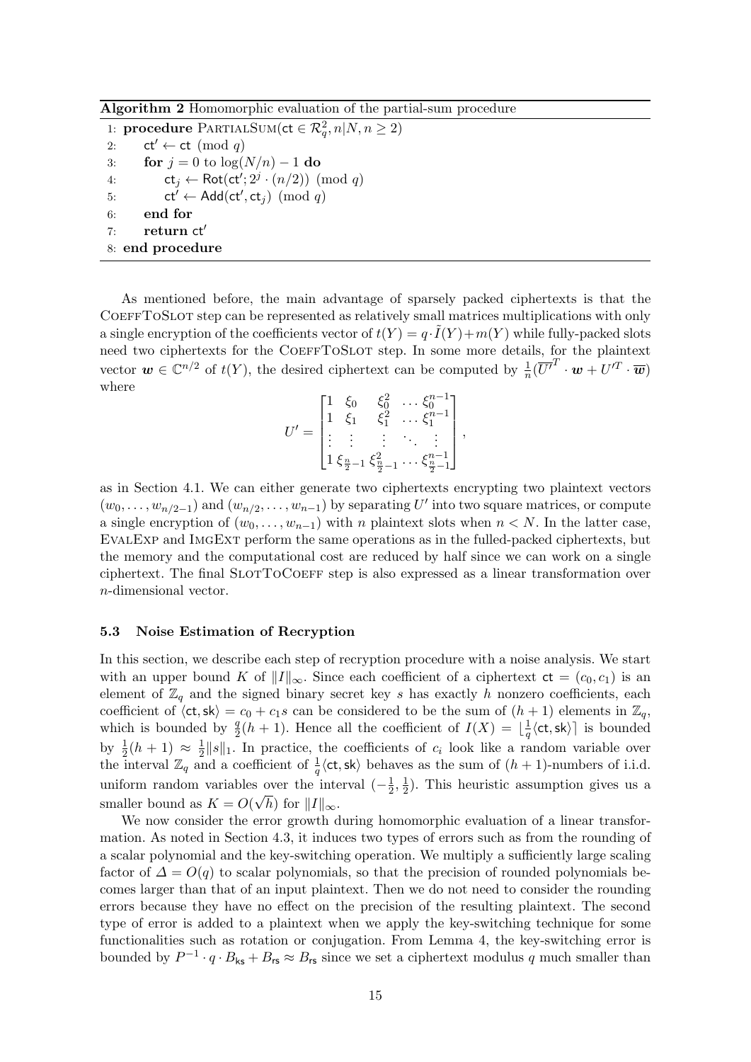**Algorithm 2** Homomorphic evaluation of the partial-sum procedure

```
1: procedure PartialSum(ct ∈ R_q^2, n|N, n ≥ 2)
2:     ct' ← ct (mod q)
3:     for j = 0 to log(N/n) − 1 do
4:         ct_j ← Rot(ct'; 2^j · (n/2)) (mod q)
5:         ct' ← Add(ct', ct_j) (mod q)
6:     end for
7:     return ct'
8: end procedure
```

As mentioned before, the main advantage of sparsely packed ciphertexts is that the CoeffToSlot step can be represented as relatively small matrices multiplications with only a single encryption of the coefficients vector of $t(Y) = q \cdot \tilde{I}(Y) + m(Y)$ while fully-packed slots need two ciphertexts for the CoeffToSlot step. In some more details, for the plaintext vector $\boldsymbol{w} \in \mathbb{C}^{n/2}$ of $t(Y)$, the desired ciphertext can be computed by $\frac{1}{n}(\overline{U'}^T \cdot \boldsymbol{w} + U'^T \cdot \overline{\boldsymbol{w}})$ where

$$U' = \begin{bmatrix} 1 & \xi_0 & \xi_0^2 & \dots & \xi_0^{n-1} \\ 1 & \xi_1 & \xi_1^2 & \dots & \xi_1^{n-1} \\ \vdots & \vdots & \vdots & \ddots & \vdots \\ 1 & \xi_{\frac{n}{2}-1} & \xi_{\frac{n}{2}-1}^2 & \dots & \xi_{\frac{n}{2}-1}^{n-1} \end{bmatrix},$$

as in Section 4.1. We can either generate two ciphertexts encrypting two plaintext vectors $(w_0, \dots, w_{n/2-1})$ and $(w_{n/2}, \dots, w_{n-1})$ by separating $U'$ into two square matrices, or compute a single encryption of $(w_0, \dots, w_{n-1})$ with $n$ plaintext slots when $n < N$. In the latter case, EvalExp and ImgExt perform the same operations as in the fulled-packed ciphertexts, but the memory and the computational cost are reduced by half since we can work on a single ciphertext. The final SlotToCoeff step is also expressed as a linear transformation over $n$-dimensional vector.

### 5.3 Noise Estimation of Recryption

In this section, we describe each step of recryption procedure with a noise analysis. We start with an upper bound $K$ of $\|I\|_\infty$. Since each coefficient of a ciphertext $\mathsf{ct} = (c_0, c_1)$ is an element of $\mathbb{Z}_q$ and the signed binary secret key $s$ has exactly $h$ nonzero coefficients, each coefficient of $\langle \mathsf{ct}, \mathsf{sk} \rangle = c_0 + c_1 s$ can be considered to be the sum of $(h+1)$ elements in $\mathbb{Z}_q$, which is bounded by $\frac{q}{2}(h+1)$. Hence all the coefficient of $I(X) = \lfloor \frac{1}{q} \langle \mathsf{ct}, \mathsf{sk} \rangle \rceil$ is bounded by $\frac{1}{2}(h+1) \approx \frac{1}{2}\|s\|_1$. In practice, the coefficients of $c_i$ look like a random variable over the interval $\mathbb{Z}_q$ and a coefficient of $\frac{1}{q}\langle \mathsf{ct}, \mathsf{sk} \rangle$ behaves as the sum of $(h+1)$-numbers of i.i.d. uniform random variables over the interval $(-\frac{1}{2}, \frac{1}{2})$. This heuristic assumption gives us a smaller bound as $K = O(\sqrt{h})$ for $\|I\|_\infty$.

We now consider the error growth during homomorphic evaluation of a linear transformation. As noted in Section 4.3, it induces two types of errors such as from the rounding of a scalar polynomial and the key-switching operation. We multiply a sufficiently large scaling factor of $\Delta = O(q)$ to scalar polynomials, so that the precision of rounded polynomials becomes larger than that of an input plaintext. Then we do not need to consider the rounding errors because they have no effect on the precision of the resulting plaintext. The second type of error is added to a plaintext when we apply the key-switching technique for some functionalities such as rotation or conjugation. From Lemma 4, the key-switching error is bounded by $P^{-1} \cdot q \cdot B_{\mathsf{ks}} + B_{\mathsf{rs}} \approx B_{\mathsf{rs}}$ since we set a ciphertext modulus $q$ much smaller than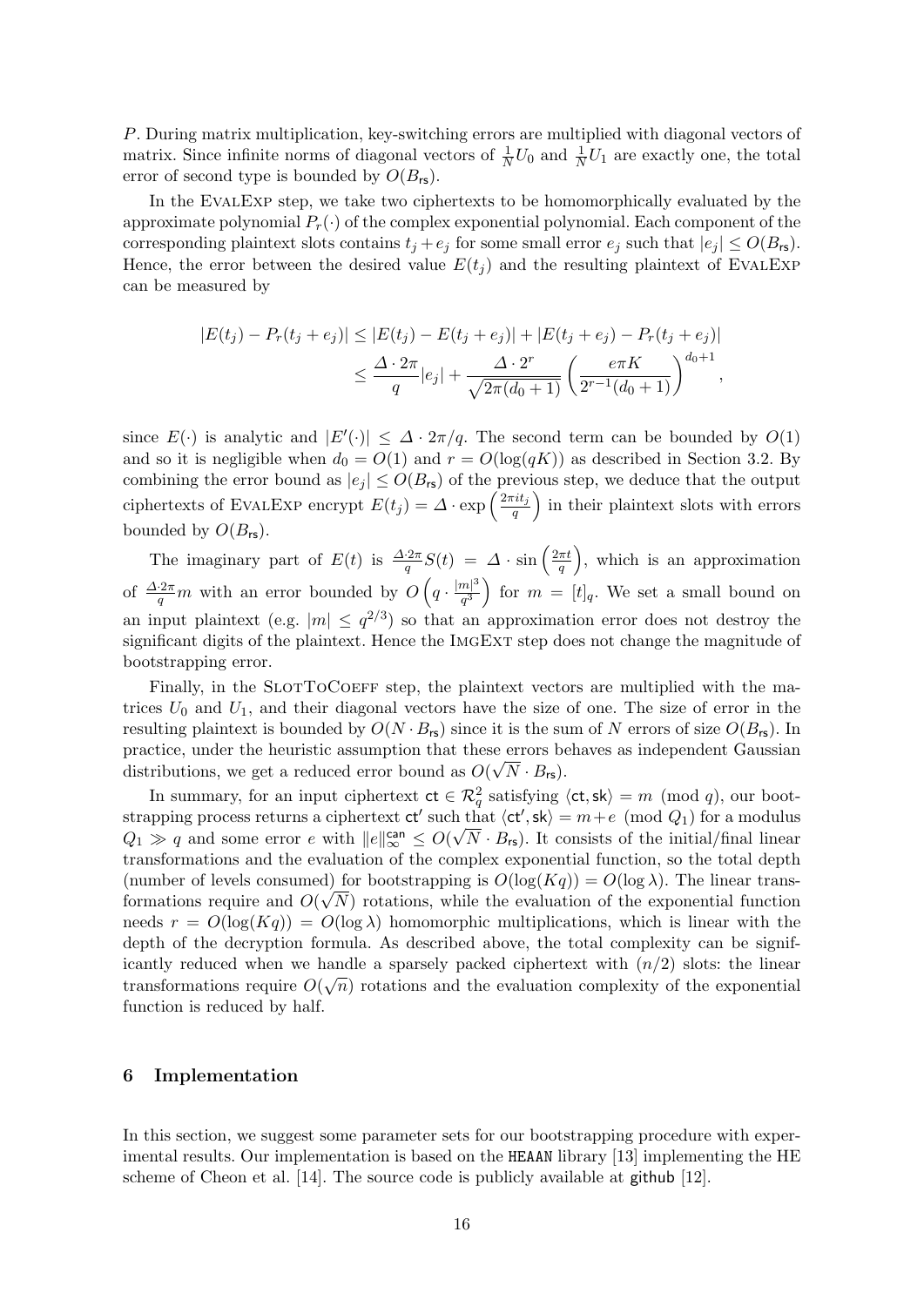$P$. During matrix multiplication, key-switching errors are multiplied with diagonal vectors of matrix. Since infinite norms of diagonal vectors of $\frac{1}{N}U_0$ and $\frac{1}{N}U_1$ are exactly one, the total error of second type is bounded by $O(B_{\mathsf{rs}})$.

In the EvalExp step, we take two ciphertexts to be homomorphically evaluated by the approximate polynomial $P_r(\cdot)$ of the complex exponential polynomial. Each component of the corresponding plaintext slots contains $t_j + e_j$ for some small error $e_j$ such that $|e_j| \le O(B_{\mathsf{rs}})$. Hence, the error between the desired value $E(t_j)$ and the resulting plaintext of EvalExp can be measured by

$$\begin{aligned} |E(t_j) - P_r(t_j + e_j)| &\le |E(t_j) - E(t_j + e_j)| + |E(t_j + e_j) - P_r(t_j + e_j)| \\ &\le \frac{\Delta \cdot 2\pi}{q}|e_j| + \frac{\Delta \cdot 2^r}{\sqrt{2\pi(d_0+1)}}\left(\frac{e\pi K}{2^{r-1}(d_0+1)}\right)^{d_0+1}, \end{aligned}$$

since $E(\cdot)$ is analytic and $|E'(\cdot)| \le \Delta \cdot 2\pi/q$. The second term can be bounded by $O(1)$ and so it is negligible when $d_0 = O(1)$ and $r = O(\log(qK))$ as described in Section 3.2. By combining the error bound as $|e_j| \le O(B_{\mathsf{rs}})$ of the previous step, we deduce that the output ciphertexts of EvalExp encrypt $E(t_j) = \Delta \cdot \exp\left(\frac{2\pi i t_j}{q}\right)$ in their plaintext slots with errors bounded by $O(B_{\mathsf{rs}})$.

The imaginary part of $E(t)$ is $\frac{\Delta \cdot 2\pi}{q}S(t) = \Delta \cdot \sin\left(\frac{2\pi t}{q}\right)$, which is an approximation of $\frac{\Delta \cdot 2\pi}{q}m$ with an error bounded by $O\left(q \cdot \frac{|m|^3}{q^3}\right)$ for $m = [t]_q$. We set a small bound on an input plaintext (e.g. $|m| \le q^{2/3}$) so that an approximation error does not destroy the significant digits of the plaintext. Hence the ImgExt step does not change the magnitude of bootstrapping error.

Finally, in the SlotToCoeff step, the plaintext vectors are multiplied with the matrices $U_0$ and $U_1$, and their diagonal vectors have the size of one. The size of error in the resulting plaintext is bounded by $O(N \cdot B_{\mathsf{rs}})$ since it is the sum of $N$ errors of size $O(B_{\mathsf{rs}})$. In practice, under the heuristic assumption that these errors behaves as independent Gaussian distributions, we get a reduced error bound as $O(\sqrt{N} \cdot B_{\mathsf{rs}})$.

In summary, for an input ciphertext $\mathsf{ct} \in \mathcal{R}_q^2$ satisfying $\langle \mathsf{ct}, \mathsf{sk} \rangle = m \pmod q$, our bootstrapping process returns a ciphertext $\mathsf{ct}'$ such that $\langle \mathsf{ct}', \mathsf{sk} \rangle = m + e \pmod{Q_1}$ for a modulus $Q_1 \gg q$ and some error $e$ with $\|e\|_\infty^{\mathsf{can}} \le O(\sqrt{N} \cdot B_{\mathsf{rs}})$. It consists of the initial/final linear transformations and the evaluation of the complex exponential function, so the total depth (number of levels consumed) for bootstrapping is $O(\log(Kq)) = O(\log \lambda)$. The linear transformations require and $O(\sqrt{N})$ rotations, while the evaluation of the exponential function needs $r = O(\log(Kq)) = O(\log \lambda)$ homomorphic multiplications, which is linear with the depth of the decryption formula. As described above, the total complexity can be significantly reduced when we handle a sparsely packed ciphertext with $(n/2)$ slots: the linear transformations require $O(\sqrt{n})$ rotations and the evaluation complexity of the exponential function is reduced by half.

## 6 Implementation

In this section, we suggest some parameter sets for our bootstrapping procedure with experimental results. Our implementation is based on the `HEAAN` library [13] implementing the HE scheme of Cheon et al. [14]. The source code is publicly available at github [12].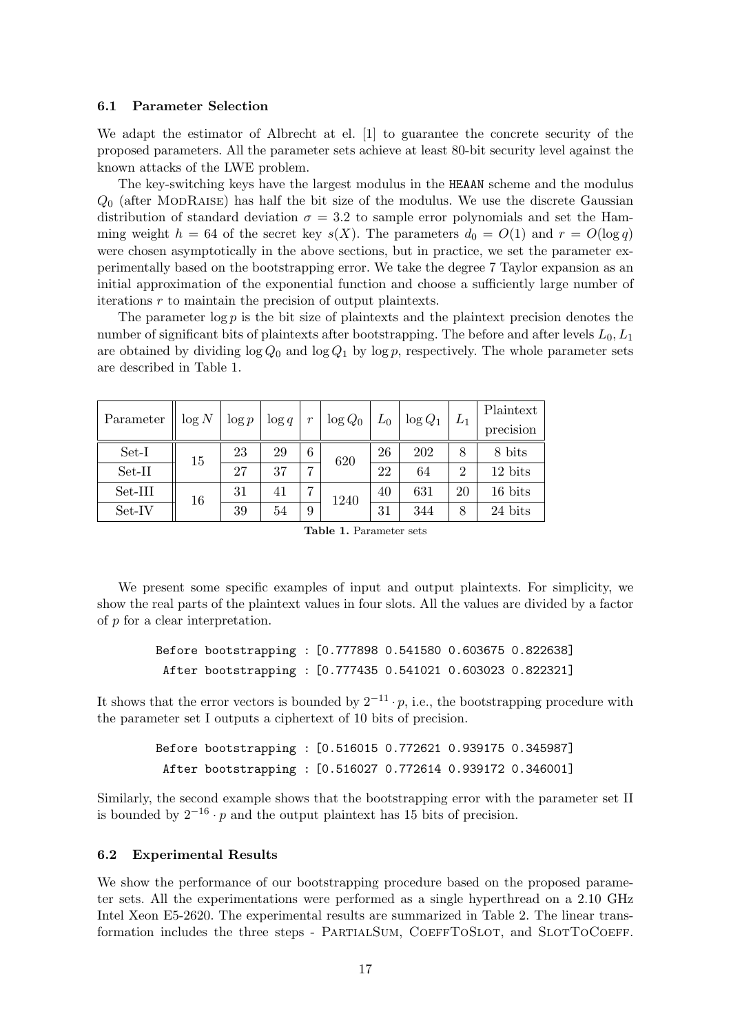### 6.1 Parameter Selection

We adapt the estimator of Albrecht at el. [1] to guarantee the concrete security of the proposed parameters. All the parameter sets achieve at least 80-bit security level against the known attacks of the LWE problem.

The key-switching keys have the largest modulus in the HEAAN scheme and the modulus $Q_0$ (after ModRaise) has half the bit size of the modulus. We use the discrete Gaussian distribution of standard deviation $\sigma = 3.2$ to sample error polynomials and set the Hamming weight $h = 64$ of the secret key $s(X)$. The parameters $d_0 = O(1)$ and $r = O(\log q)$ were chosen asymptotically in the above sections, but in practice, we set the parameter experimentally based on the bootstrapping error. We take the degree 7 Taylor expansion as an initial approximation of the exponential function and choose a sufficiently large number of iterations $r$ to maintain the precision of output plaintexts.

The parameter $\log p$ is the bit size of plaintexts and the plaintext precision denotes the number of significant bits of plaintexts after bootstrapping. The before and after levels $L_0, L_1$ are obtained by dividing $\log Q_0$ and $\log Q_1$ by $\log p$, respectively. The whole parameter sets are described in Table 1.

| Parameter | $\log N$ | $\log p$ | $\log q$ | $r$ | $\log Q_0$ | $L_0$ | $\log Q_1$ | $L_1$ | Plaintext precision |
|---|---|---|---|---|---|---|---|---|---|
| Set-I | 15 | 23 | 29 | 6 | 620 | 26 | 202 | 8 | 8 bits |
| Set-II | | 27 | 37 | 7 | | 22 | 64 | 2 | 12 bits |
| Set-III | 16 | 31 | 41 | 7 | 1240 | 40 | 631 | 20 | 16 bits |
| Set-IV | | 39 | 54 | 9 | | 31 | 344 | 8 | 24 bits |

**Table 1.** Parameter sets

We present some specific examples of input and output plaintexts. For simplicity, we show the real parts of the plaintext values in four slots. All the values are divided by a factor of $p$ for a clear interpretation.

```
Before bootstrapping : [0.777898 0.541580 0.603675 0.822638]
 After bootstrapping : [0.777435 0.541021 0.603023 0.822321]
```

It shows that the error vectors is bounded by $2^{-11} \cdot p$, i.e., the bootstrapping procedure with the parameter set I outputs a ciphertext of 10 bits of precision.

```
Before bootstrapping : [0.516015 0.772621 0.939175 0.345987]
 After bootstrapping : [0.516027 0.772614 0.939172 0.346001]
```

Similarly, the second example shows that the bootstrapping error with the parameter set II is bounded by $2^{-16} \cdot p$ and the output plaintext has 15 bits of precision.

### 6.2 Experimental Results

We show the performance of our bootstrapping procedure based on the proposed parameter sets. All the experimentations were performed as a single hyperthread on a 2.10 GHz Intel Xeon E5-2620. The experimental results are summarized in Table 2. The linear transformation includes the three steps - PartialSum, CoeffToSlot, and SlotToCoeff.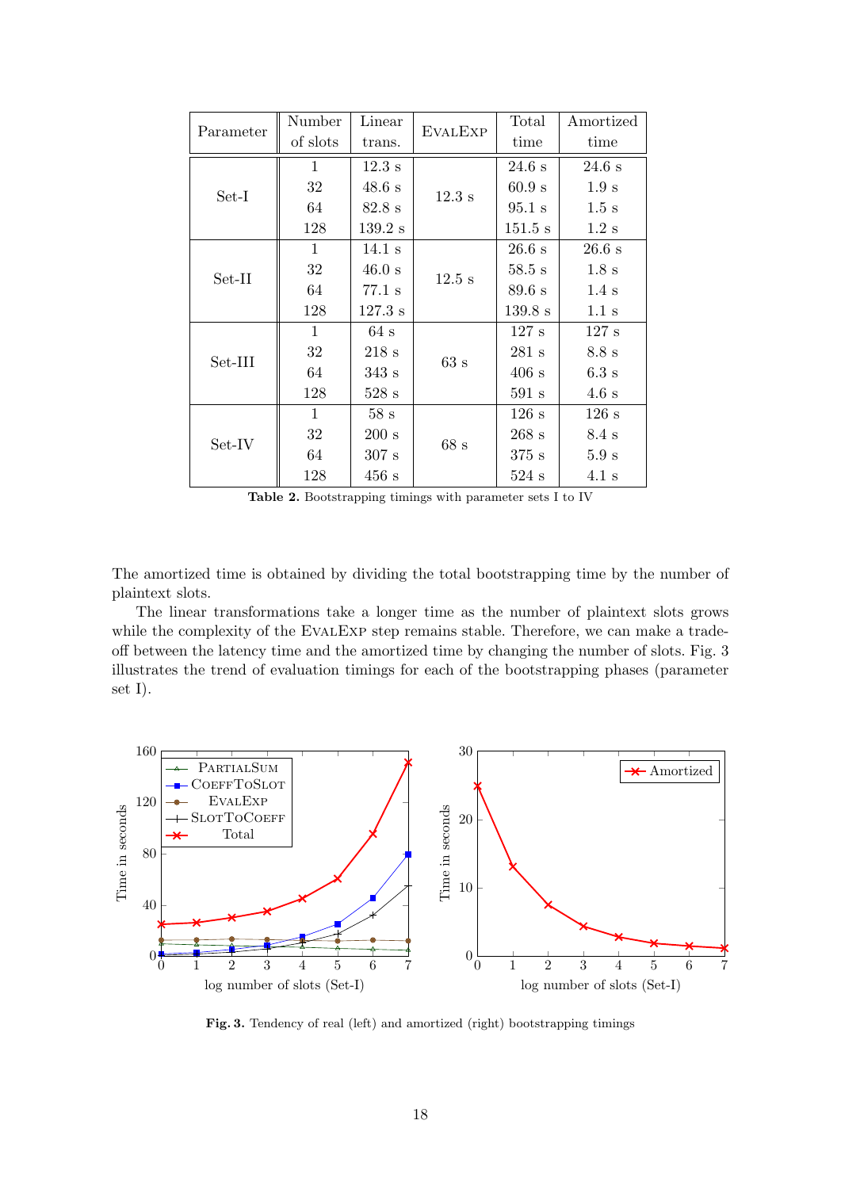| Parameter | Number of slots | Linear trans. | EvalExp | Total time | Amortized time |
|---|---|---|---|---|---|
| Set-I | 1 | 12.3 s | 12.3 s | 24.6 s | 24.6 s |
| | 32 | 48.6 s | | 60.9 s | 1.9 s |
| | 64 | 82.8 s | | 95.1 s | 1.5 s |
| | 128 | 139.2 s | | 151.5 s | 1.2 s |
| Set-II | 1 | 14.1 s | 12.5 s | 26.6 s | 26.6 s |
| | 32 | 46.0 s | | 58.5 s | 1.8 s |
| | 64 | 77.1 s | | 89.6 s | 1.4 s |
| | 128 | 127.3 s | | 139.8 s | 1.1 s |
| Set-III | 1 | 64 s | 63 s | 127 s | 127 s |
| | 32 | 218 s | | 281 s | 8.8 s |
| | 64 | 343 s | | 406 s | 6.3 s |
| | 128 | 528 s | | 591 s | 4.6 s |
| Set-IV | 1 | 58 s | 68 s | 126 s | 126 s |
| | 32 | 200 s | | 268 s | 8.4 s |
| | 64 | 307 s | | 375 s | 5.9 s |
| | 128 | 456 s | | 524 s | 4.1 s |

**Table 2.** Bootstrapping timings with parameter sets I to IV

The amortized time is obtained by dividing the total bootstrapping time by the number of plaintext slots.

The linear transformations take a longer time as the number of plaintext slots grows while the complexity of the EvalExp step remains stable. Therefore, we can make a trade-off between the latency time and the amortized time by changing the number of slots. Fig. 3 illustrates the trend of evaluation timings for each of the bootstrapping phases (parameter set I).

**Fig. 3.** Tendency of real (left) and amortized (right) bootstrapping timings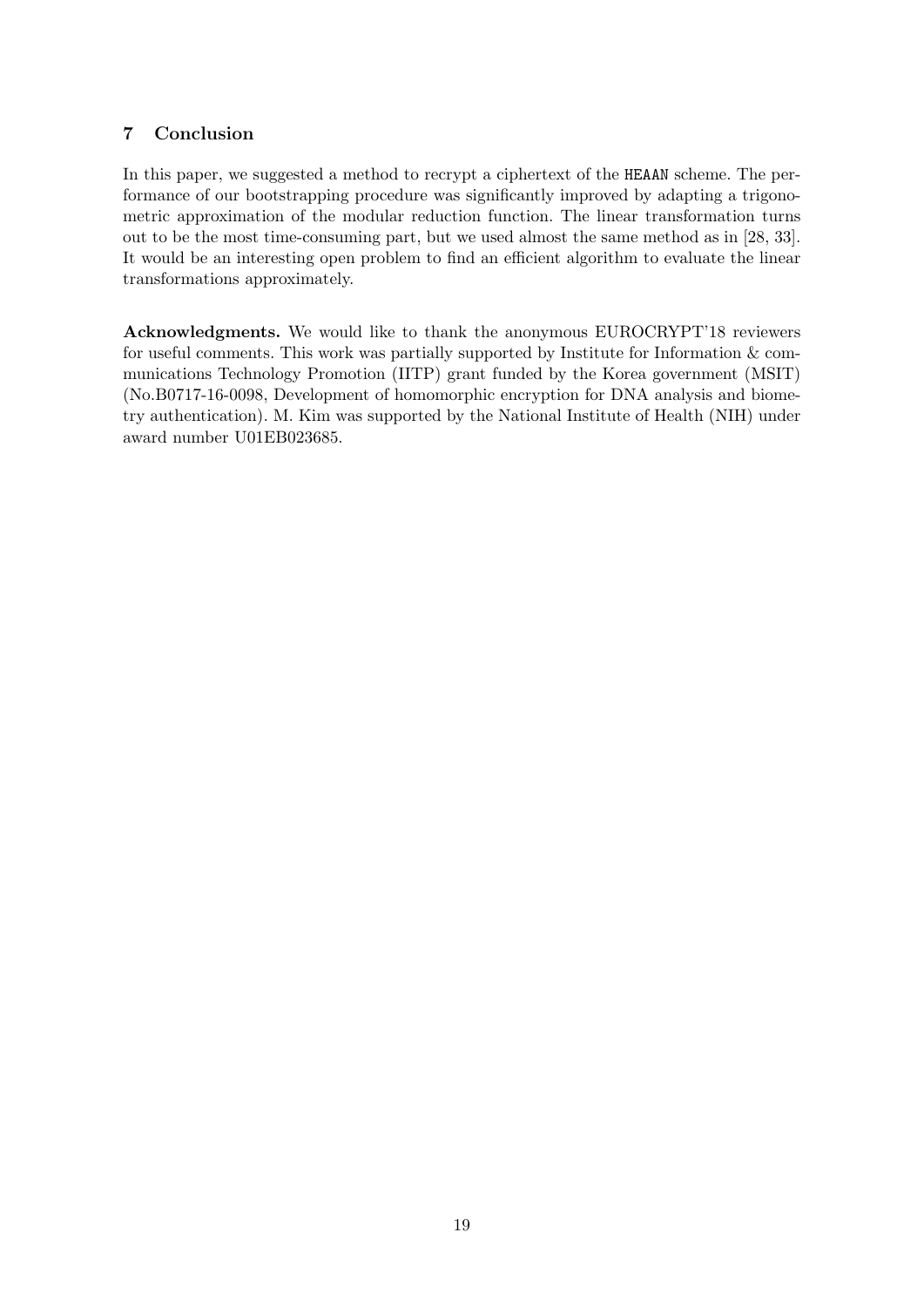## 7 Conclusion

In this paper, we suggested a method to recrypt a ciphertext of the `HEAAN` scheme. The performance of our bootstrapping procedure was significantly improved by adapting a trigonometric approximation of the modular reduction function. The linear transformation turns out to be the most time-consuming part, but we used almost the same method as in [28, 33]. It would be an interesting open problem to find an efficient algorithm to evaluate the linear transformations approximately.

**Acknowledgments.** We would like to thank the anonymous EUROCRYPT'18 reviewers for useful comments. This work was partially supported by Institute for Information & communications Technology Promotion (IITP) grant funded by the Korea government (MSIT) (No.B0717-16-0098, Development of homomorphic encryption for DNA analysis and biometry authentication). M. Kim was supported by the National Institute of Health (NIH) under award number U01EB023685.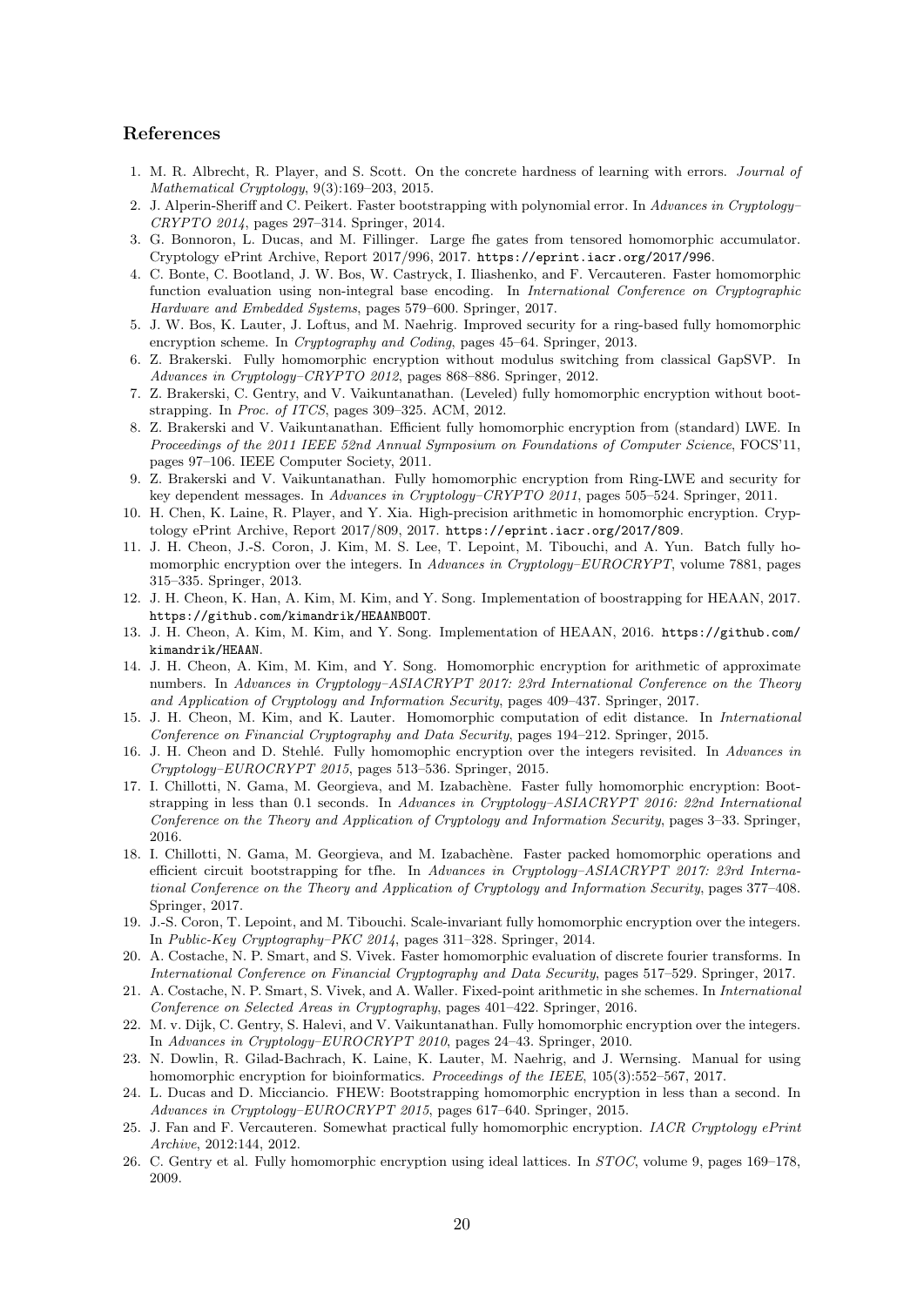## References

1. M. R. Albrecht, R. Player, and S. Scott. On the concrete hardness of learning with errors. *Journal of Mathematical Cryptology*, 9(3):169–203, 2015.
2. J. Alperin-Sheriff and C. Peikert. Faster bootstrapping with polynomial error. In *Advances in Cryptology–CRYPTO 2014*, pages 297–314. Springer, 2014.
3. G. Bonnoron, L. Ducas, and M. Fillinger. Large fhe gates from tensored homomorphic accumulator. Cryptology ePrint Archive, Report 2017/996, 2017. `https://eprint.iacr.org/2017/996`.
4. C. Bonte, C. Bootland, J. W. Bos, W. Castryck, I. Iliashenko, and F. Vercauteren. Faster homomorphic function evaluation using non-integral base encoding. In *International Conference on Cryptographic Hardware and Embedded Systems*, pages 579–600. Springer, 2017.
5. J. W. Bos, K. Lauter, J. Loftus, and M. Naehrig. Improved security for a ring-based fully homomorphic encryption scheme. In *Cryptography and Coding*, pages 45–64. Springer, 2013.
6. Z. Brakerski. Fully homomorphic encryption without modulus switching from classical GapSVP. In *Advances in Cryptology–CRYPTO 2012*, pages 868–886. Springer, 2012.
7. Z. Brakerski, C. Gentry, and V. Vaikuntanathan. (Leveled) fully homomorphic encryption without bootstrapping. In *Proc. of ITCS*, pages 309–325. ACM, 2012.
8. Z. Brakerski and V. Vaikuntanathan. Efficient fully homomorphic encryption from (standard) LWE. In *Proceedings of the 2011 IEEE 52nd Annual Symposium on Foundations of Computer Science*, FOCS'11, pages 97–106. IEEE Computer Society, 2011.
9. Z. Brakerski and V. Vaikuntanathan. Fully homomorphic encryption from Ring-LWE and security for key dependent messages. In *Advances in Cryptology–CRYPTO 2011*, pages 505–524. Springer, 2011.
10. H. Chen, K. Laine, R. Player, and Y. Xia. High-precision arithmetic in homomorphic encryption. Cryptology ePrint Archive, Report 2017/809, 2017. `https://eprint.iacr.org/2017/809`.
11. J. H. Cheon, J.-S. Coron, J. Kim, M. S. Lee, T. Lepoint, M. Tibouchi, and A. Yun. Batch fully homomorphic encryption over the integers. In *Advances in Cryptology–EUROCRYPT*, volume 7881, pages 315–335. Springer, 2013.
12. J. H. Cheon, K. Han, A. Kim, M. Kim, and Y. Song. Implementation of boostrapping for HEAAN, 2017. `https://github.com/kimandrik/HEAANBOOT`.
13. J. H. Cheon, A. Kim, M. Kim, and Y. Song. Implementation of HEAAN, 2016. `https://github.com/kimandrik/HEAAN`.
14. J. H. Cheon, A. Kim, M. Kim, and Y. Song. Homomorphic encryption for arithmetic of approximate numbers. In *Advances in Cryptology–ASIACRYPT 2017: 23rd International Conference on the Theory and Application of Cryptology and Information Security*, pages 409–437. Springer, 2017.
15. J. H. Cheon, M. Kim, and K. Lauter. Homomorphic computation of edit distance. In *International Conference on Financial Cryptography and Data Security*, pages 194–212. Springer, 2015.
16. J. H. Cheon and D. Stehlé. Fully homomophic encryption over the integers revisited. In *Advances in Cryptology–EUROCRYPT 2015*, pages 513–536. Springer, 2015.
17. I. Chillotti, N. Gama, M. Georgieva, and M. Izabachène. Faster fully homomorphic encryption: Bootstrapping in less than 0.1 seconds. In *Advances in Cryptology–ASIACRYPT 2016: 22nd International Conference on the Theory and Application of Cryptology and Information Security*, pages 3–33. Springer, 2016.
18. I. Chillotti, N. Gama, M. Georgieva, and M. Izabachène. Faster packed homomorphic operations and efficient circuit bootstrapping for tfhe. In *Advances in Cryptology–ASIACRYPT 2017: 23rd International Conference on the Theory and Application of Cryptology and Information Security*, pages 377–408. Springer, 2017.
19. J.-S. Coron, T. Lepoint, and M. Tibouchi. Scale-invariant fully homomorphic encryption over the integers. In *Public-Key Cryptography–PKC 2014*, pages 311–328. Springer, 2014.
20. A. Costache, N. P. Smart, and S. Vivek. Faster homomorphic evaluation of discrete fourier transforms. In *International Conference on Financial Cryptography and Data Security*, pages 517–529. Springer, 2017.
21. A. Costache, N. P. Smart, S. Vivek, and A. Waller. Fixed-point arithmetic in she schemes. In *International Conference on Selected Areas in Cryptography*, pages 401–422. Springer, 2016.
22. M. v. Dijk, C. Gentry, S. Halevi, and V. Vaikuntanathan. Fully homomorphic encryption over the integers. In *Advances in Cryptology–EUROCRYPT 2010*, pages 24–43. Springer, 2010.
23. N. Dowlin, R. Gilad-Bachrach, K. Laine, K. Lauter, M. Naehrig, and J. Wernsing. Manual for using homomorphic encryption for bioinformatics. *Proceedings of the IEEE*, 105(3):552–567, 2017.
24. L. Ducas and D. Micciancio. FHEW: Bootstrapping homomorphic encryption in less than a second. In *Advances in Cryptology–EUROCRYPT 2015*, pages 617–640. Springer, 2015.
25. J. Fan and F. Vercauteren. Somewhat practical fully homomorphic encryption. *IACR Cryptology ePrint Archive*, 2012:144, 2012.
26. C. Gentry et al. Fully homomorphic encryption using ideal lattices. In *STOC*, volume 9, pages 169–178, 2009.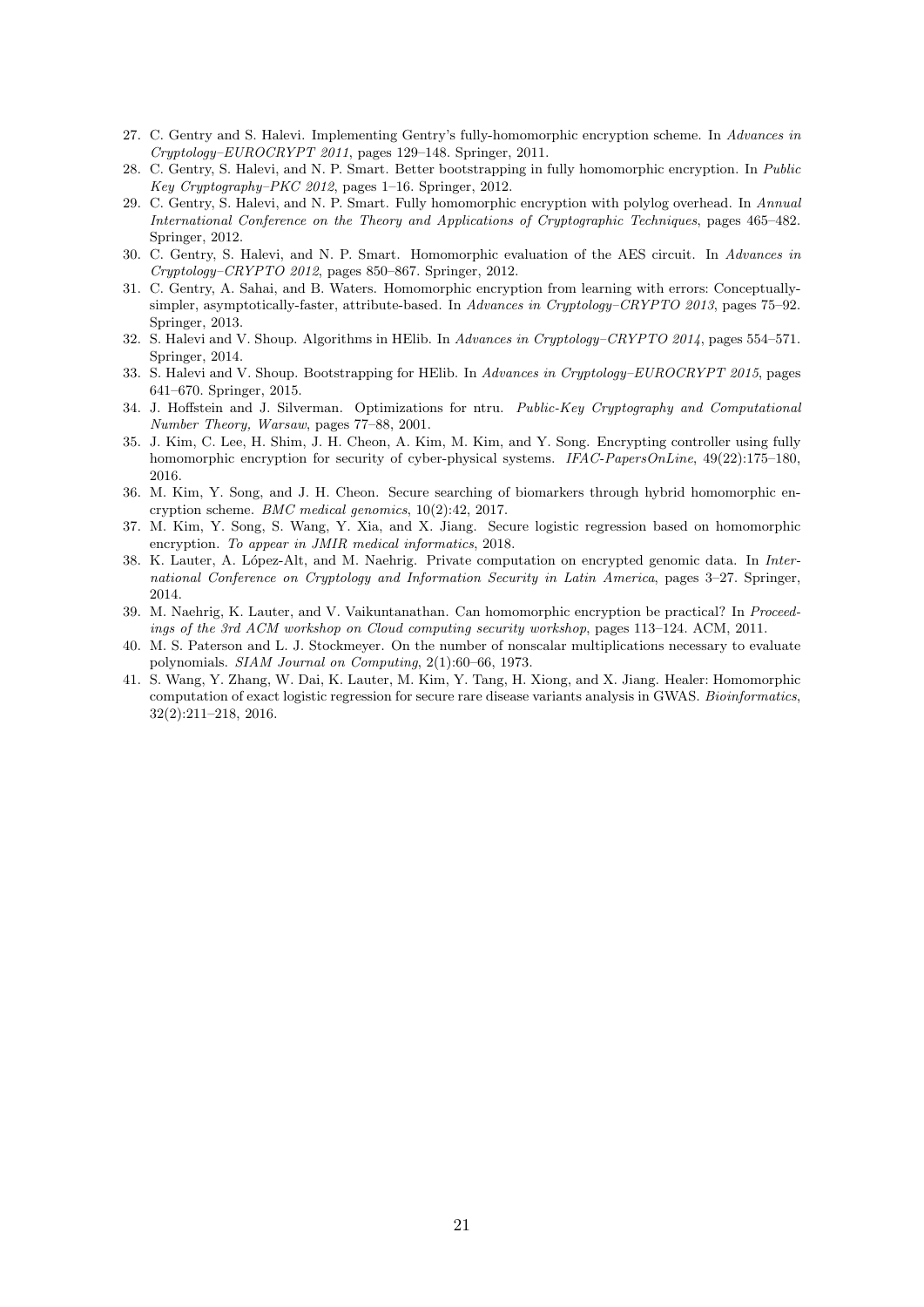27. C. Gentry and S. Halevi. Implementing Gentry's fully-homomorphic encryption scheme. In *Advances in Cryptology–EUROCRYPT 2011*, pages 129–148. Springer, 2011.
28. C. Gentry, S. Halevi, and N. P. Smart. Better bootstrapping in fully homomorphic encryption. In *Public Key Cryptography–PKC 2012*, pages 1–16. Springer, 2012.
29. C. Gentry, S. Halevi, and N. P. Smart. Fully homomorphic encryption with polylog overhead. In *Annual International Conference on the Theory and Applications of Cryptographic Techniques*, pages 465–482. Springer, 2012.
30. C. Gentry, S. Halevi, and N. P. Smart. Homomorphic evaluation of the AES circuit. In *Advances in Cryptology–CRYPTO 2012*, pages 850–867. Springer, 2012.
31. C. Gentry, A. Sahai, and B. Waters. Homomorphic encryption from learning with errors: Conceptually-simpler, asymptotically-faster, attribute-based. In *Advances in Cryptology–CRYPTO 2013*, pages 75–92. Springer, 2013.
32. S. Halevi and V. Shoup. Algorithms in HElib. In *Advances in Cryptology–CRYPTO 2014*, pages 554–571. Springer, 2014.
33. S. Halevi and V. Shoup. Bootstrapping for HElib. In *Advances in Cryptology–EUROCRYPT 2015*, pages 641–670. Springer, 2015.
34. J. Hoffstein and J. Silverman. Optimizations for ntru. *Public-Key Cryptography and Computational Number Theory, Warsaw*, pages 77–88, 2001.
35. J. Kim, C. Lee, H. Shim, J. H. Cheon, A. Kim, M. Kim, and Y. Song. Encrypting controller using fully homomorphic encryption for security of cyber-physical systems. *IFAC-PapersOnLine*, 49(22):175–180, 2016.
36. M. Kim, Y. Song, and J. H. Cheon. Secure searching of biomarkers through hybrid homomorphic encryption scheme. *BMC medical genomics*, 10(2):42, 2017.
37. M. Kim, Y. Song, S. Wang, Y. Xia, and X. Jiang. Secure logistic regression based on homomorphic encryption. *To appear in JMIR medical informatics*, 2018.
38. K. Lauter, A. López-Alt, and M. Naehrig. Private computation on encrypted genomic data. In *International Conference on Cryptology and Information Security in Latin America*, pages 3–27. Springer, 2014.
39. M. Naehrig, K. Lauter, and V. Vaikuntanathan. Can homomorphic encryption be practical? In *Proceedings of the 3rd ACM workshop on Cloud computing security workshop*, pages 113–124. ACM, 2011.
40. M. S. Paterson and L. J. Stockmeyer. On the number of nonscalar multiplications necessary to evaluate polynomials. *SIAM Journal on Computing*, 2(1):60–66, 1973.
41. S. Wang, Y. Zhang, W. Dai, K. Lauter, M. Kim, Y. Tang, H. Xiong, and X. Jiang. Healer: Homomorphic computation of exact logistic regression for secure rare disease variants analysis in GWAS. *Bioinformatics*, 32(2):211–218, 2016.